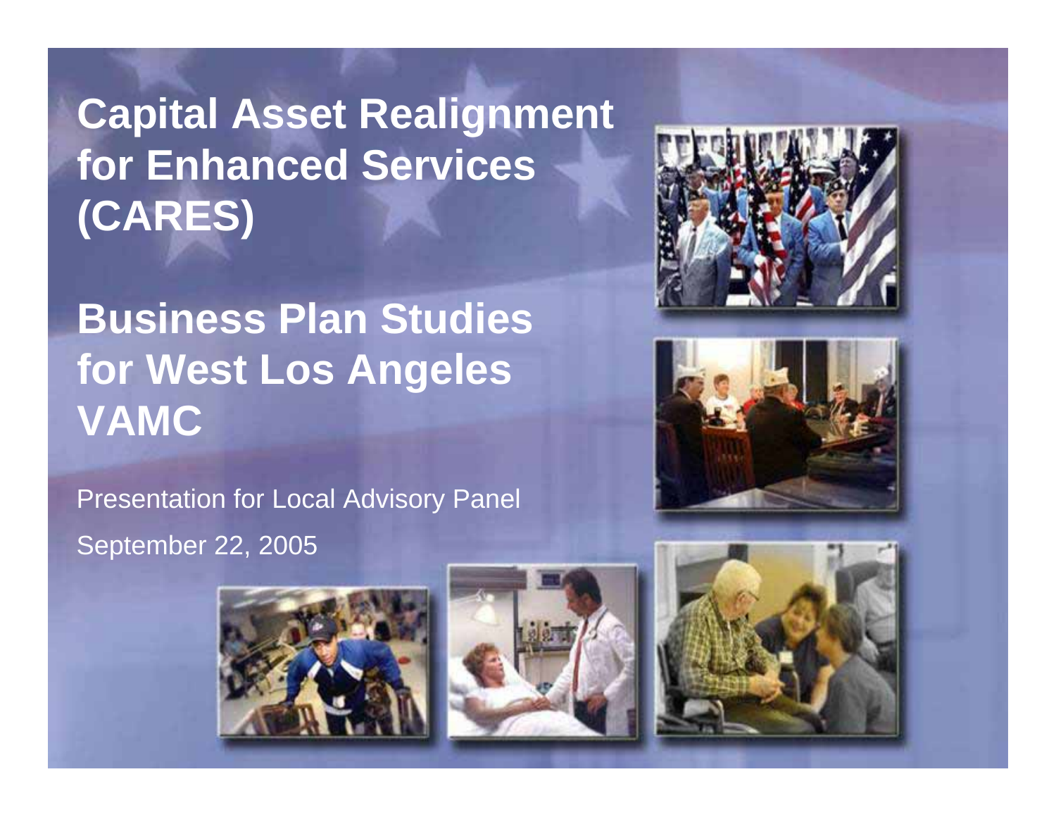# Capital Asset Realignment for Enhanced Services (CARES)

# Business Plan Studies for West Los Angeles VAMC

Presentation for Local Advisory Panel

September 22, 2005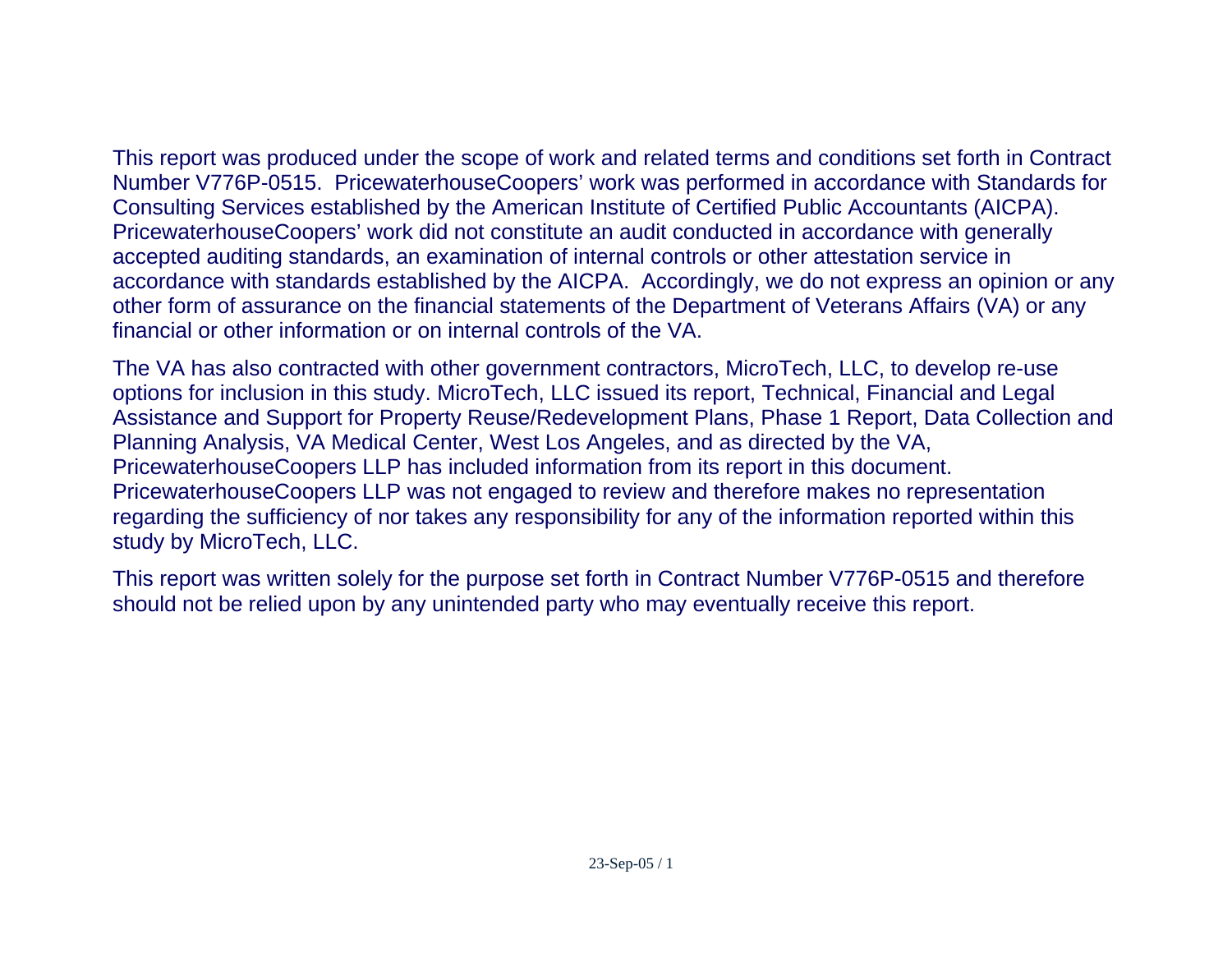This report was produced under the scope of work and related terms and conditions set forth in Contract Number V776P-0515. PricewaterhouseCoopers' work was performed in accordance with Standards for Consulting Services established by the American Institute of Certified Public Accountants (AICPA). PricewaterhouseCoopers' work did not constitute an audit conducted in accordance with generally accepted auditing standards, an examination of internal controls or other attestation service in accordance with standards established by the AICPA. Accordingly, we do not express an opinion or any other form of assurance on the financial statements of the Department of Veterans Affairs (VA) or any financial or other information or on internal controls of the VA.

The VA has also contracted with other government contractors, MicroTech, LLC, to develop re-use options for inclusion in this study. MicroTech, LLC issued its report, Technical, Financial and Legal Assistance and Support for Property Reuse/Redevelopment Plans, Phase 1 Report, Data Collection and Planning Analysis, VA Medical Center, West Los Angeles, and as directed by the VA, PricewaterhouseCoopers LLP has included information from its report in this document. PricewaterhouseCoopers LLP was not engaged to review and therefore makes no representation regarding the sufficiency of nor takes any responsibility for any of the information reported within this study by MicroTech, LLC.

This report was written solely for the purpose set forth in Contract Number V776P-0515 and therefore should not be relied upon by any unintended party who may eventually receive this report.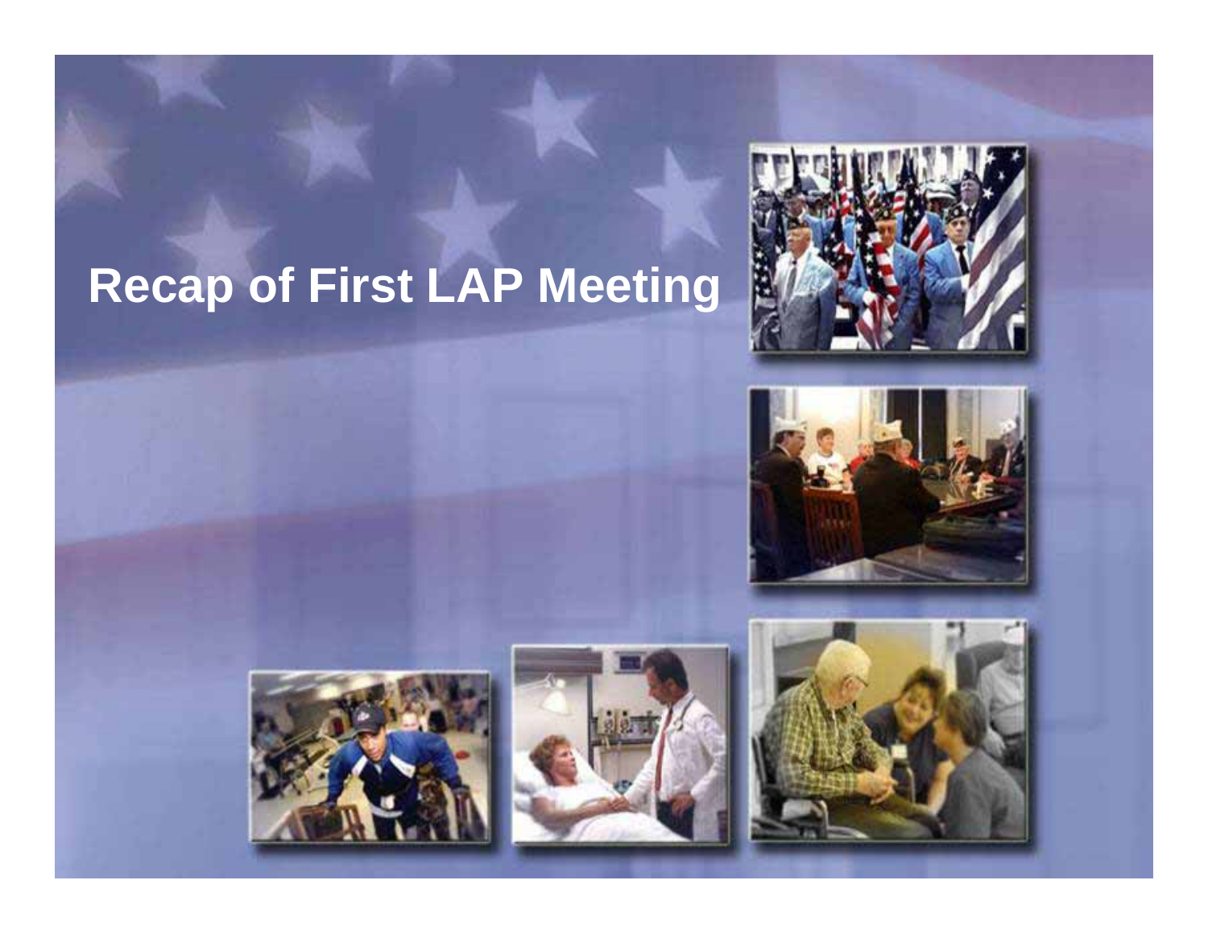# Recap of First LAP Meeting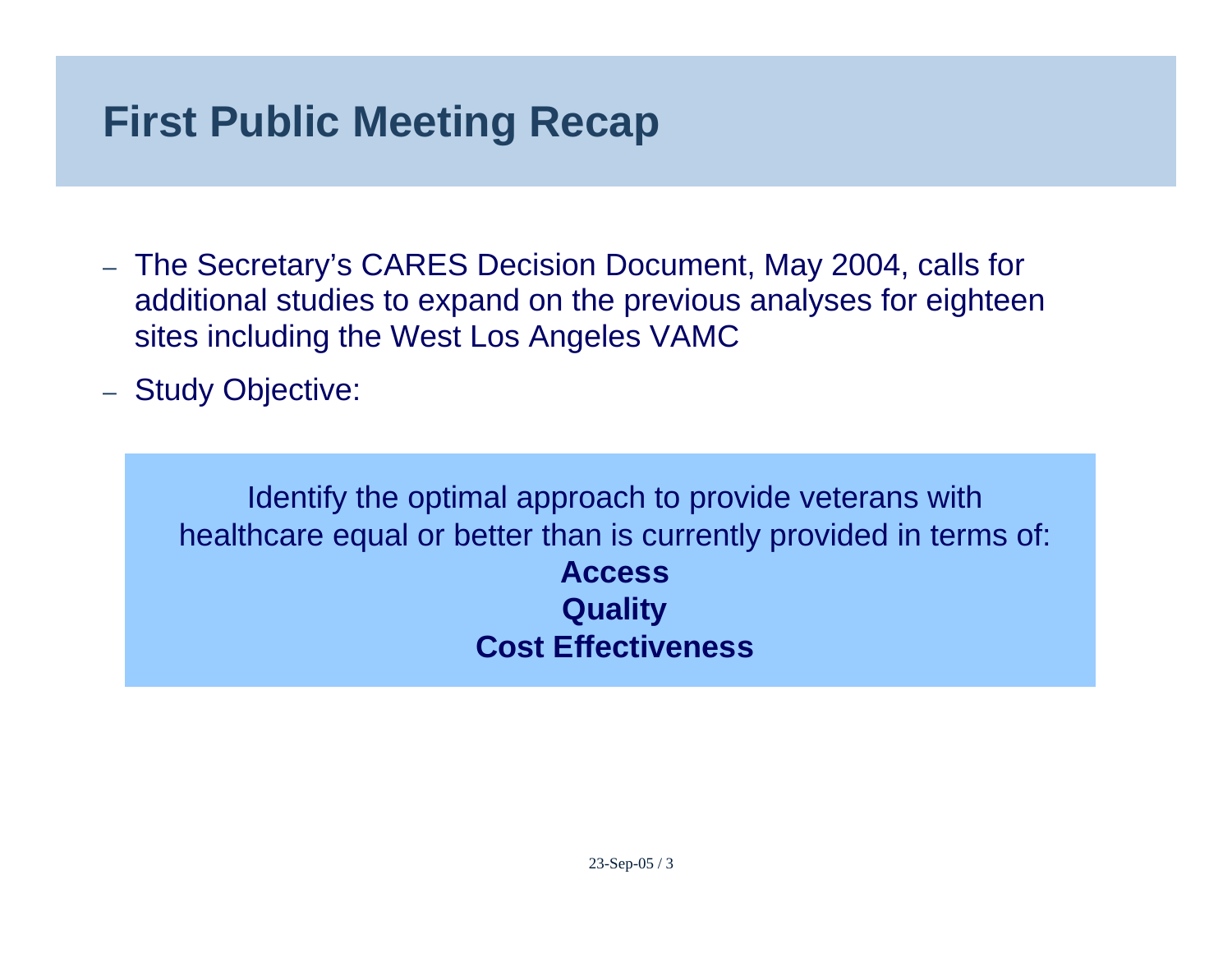# First Public Meeting Recap

- The Secretary's CARES Decision Document, May 2004, calls for additional studies to expand on the previous analyses for eighteen sites including the West Los Angeles VAMC
- Study Objective:

> Identify the optimal approach to provide veterans with healthcare equal or better than is currently provided in terms of:
>
> **Access**
>
> **Quality**
>
> **Cost Effectiveness**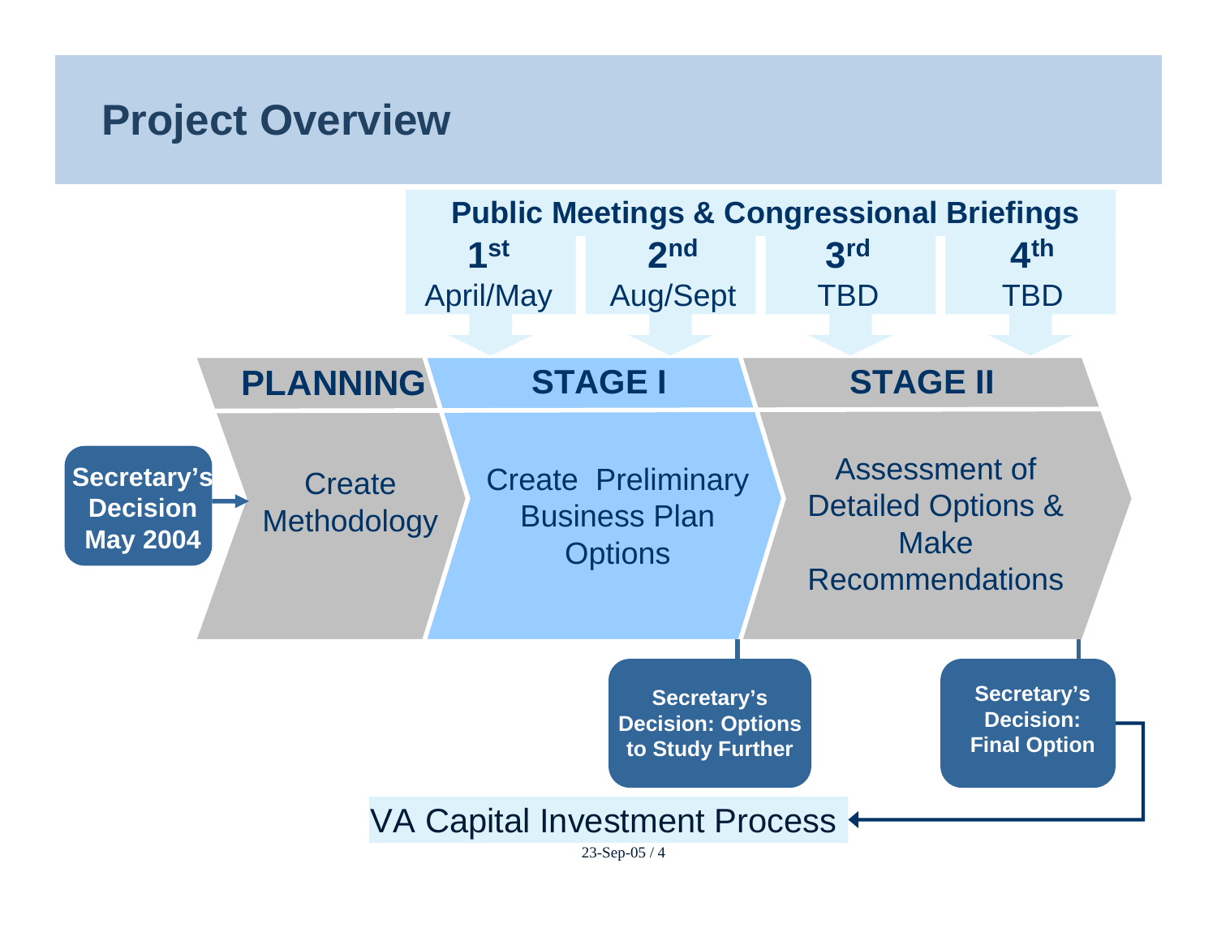# Project Overview

**Public Meetings & Congressional Briefings**

| 1st | 2nd | 3rd | 4th |
|---|---|---|---|
| April/May | Aug/Sept | TBD | TBD |

**Secretary's Decision May 2004** → 

| PLANNING | STAGE I | STAGE II |
|---|---|---|
| Create Methodology | Create Preliminary Business Plan Options | Assessment of Detailed Options & Make Recommendations |

**Secretary's Decision: Options to Study Further**

**Secretary's Decision: Final Option** → VA Capital Investment Process

23-Sep-05 / 4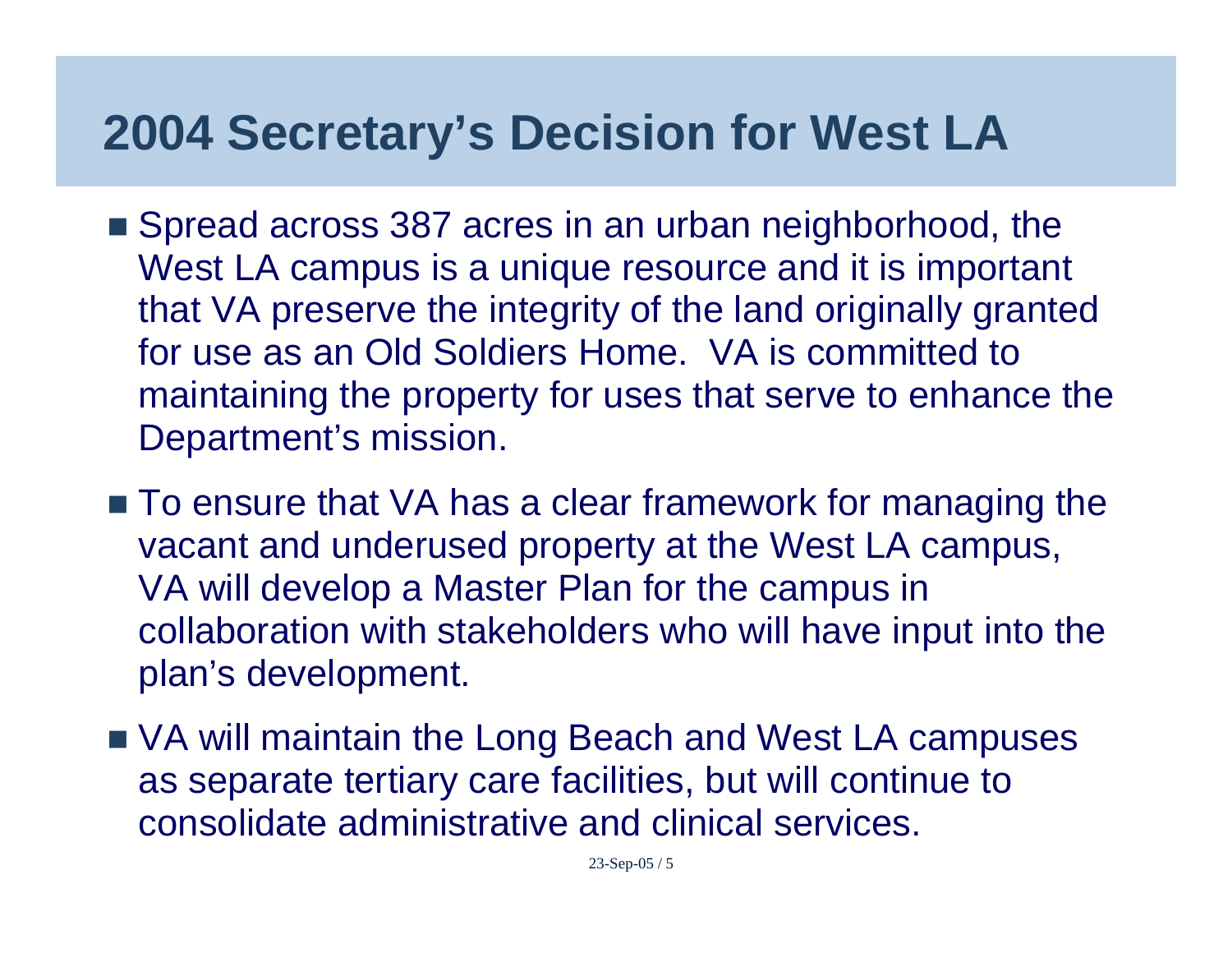# 2004 Secretary's Decision for West LA

- Spread across 387 acres in an urban neighborhood, the West LA campus is a unique resource and it is important that VA preserve the integrity of the land originally granted for use as an Old Soldiers Home. VA is committed to maintaining the property for uses that serve to enhance the Department's mission.
- To ensure that VA has a clear framework for managing the vacant and underused property at the West LA campus, VA will develop a Master Plan for the campus in collaboration with stakeholders who will have input into the plan's development.
- VA will maintain the Long Beach and West LA campuses as separate tertiary care facilities, but will continue to consolidate administrative and clinical services.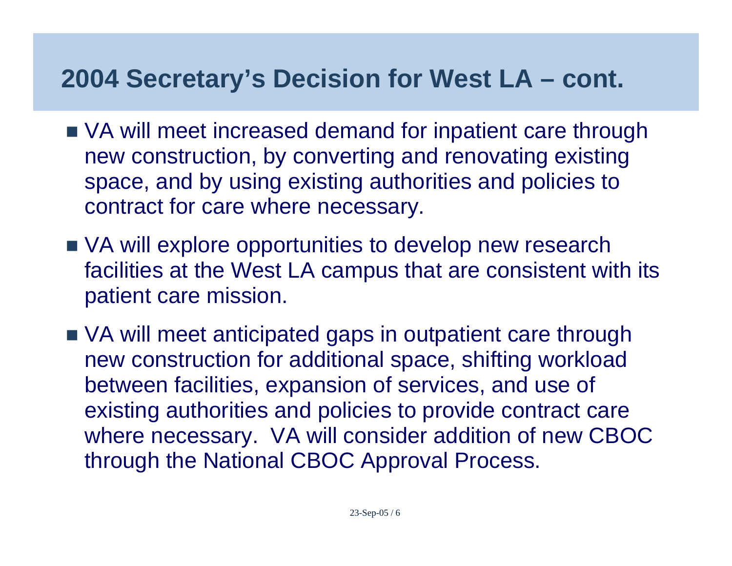## 2004 Secretary's Decision for West LA – cont.

- VA will meet increased demand for inpatient care through new construction, by converting and renovating existing space, and by using existing authorities and policies to contract for care where necessary.
- VA will explore opportunities to develop new research facilities at the West LA campus that are consistent with its patient care mission.
- VA will meet anticipated gaps in outpatient care through new construction for additional space, shifting workload between facilities, expansion of services, and use of existing authorities and policies to provide contract care where necessary. VA will consider addition of new CBOC through the National CBOC Approval Process.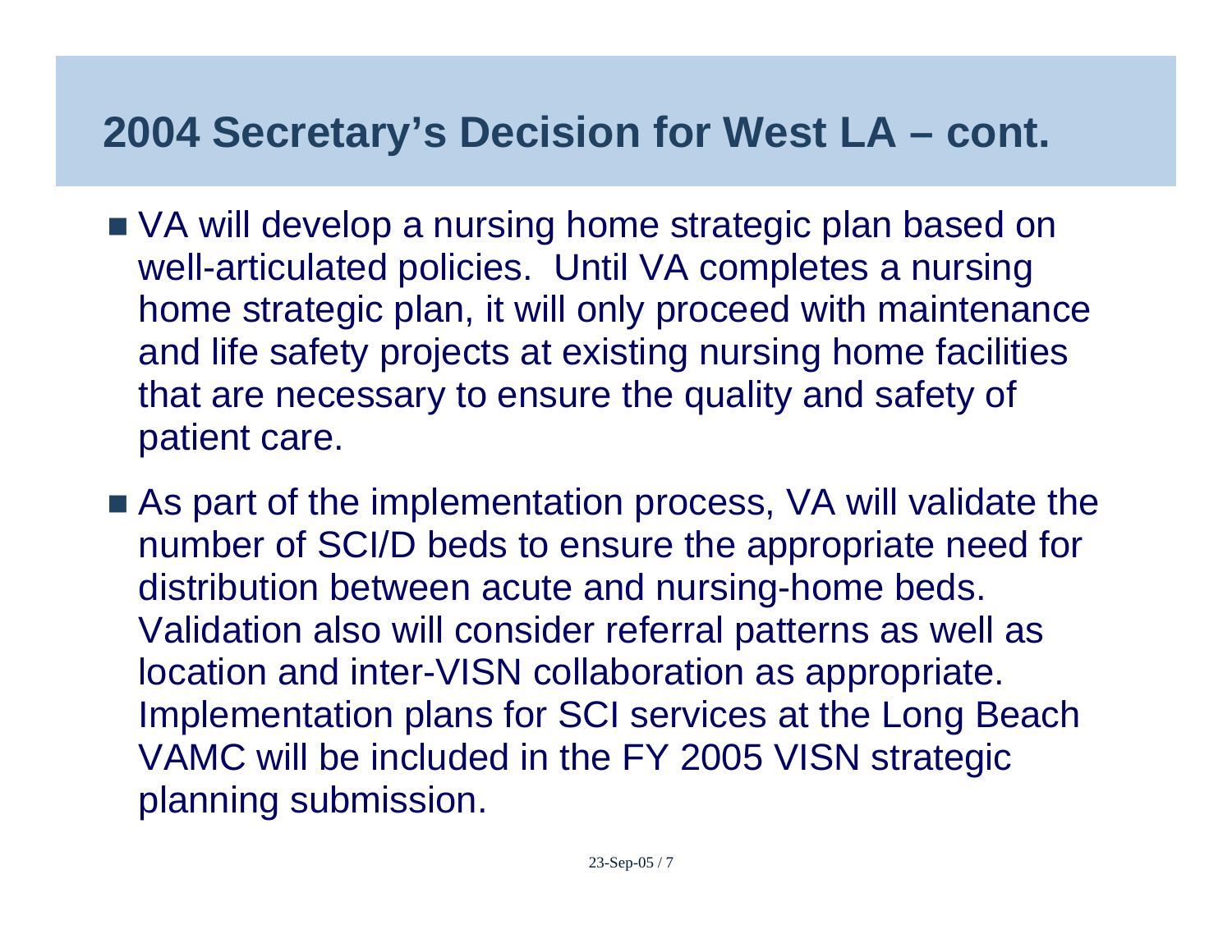## 2004 Secretary's Decision for West LA – cont.

- VA will develop a nursing home strategic plan based on well-articulated policies. Until VA completes a nursing home strategic plan, it will only proceed with maintenance and life safety projects at existing nursing home facilities that are necessary to ensure the quality and safety of patient care.
- As part of the implementation process, VA will validate the number of SCI/D beds to ensure the appropriate need for distribution between acute and nursing-home beds. Validation also will consider referral patterns as well as location and inter-VISN collaboration as appropriate. Implementation plans for SCI services at the Long Beach VAMC will be included in the FY 2005 VISN strategic planning submission.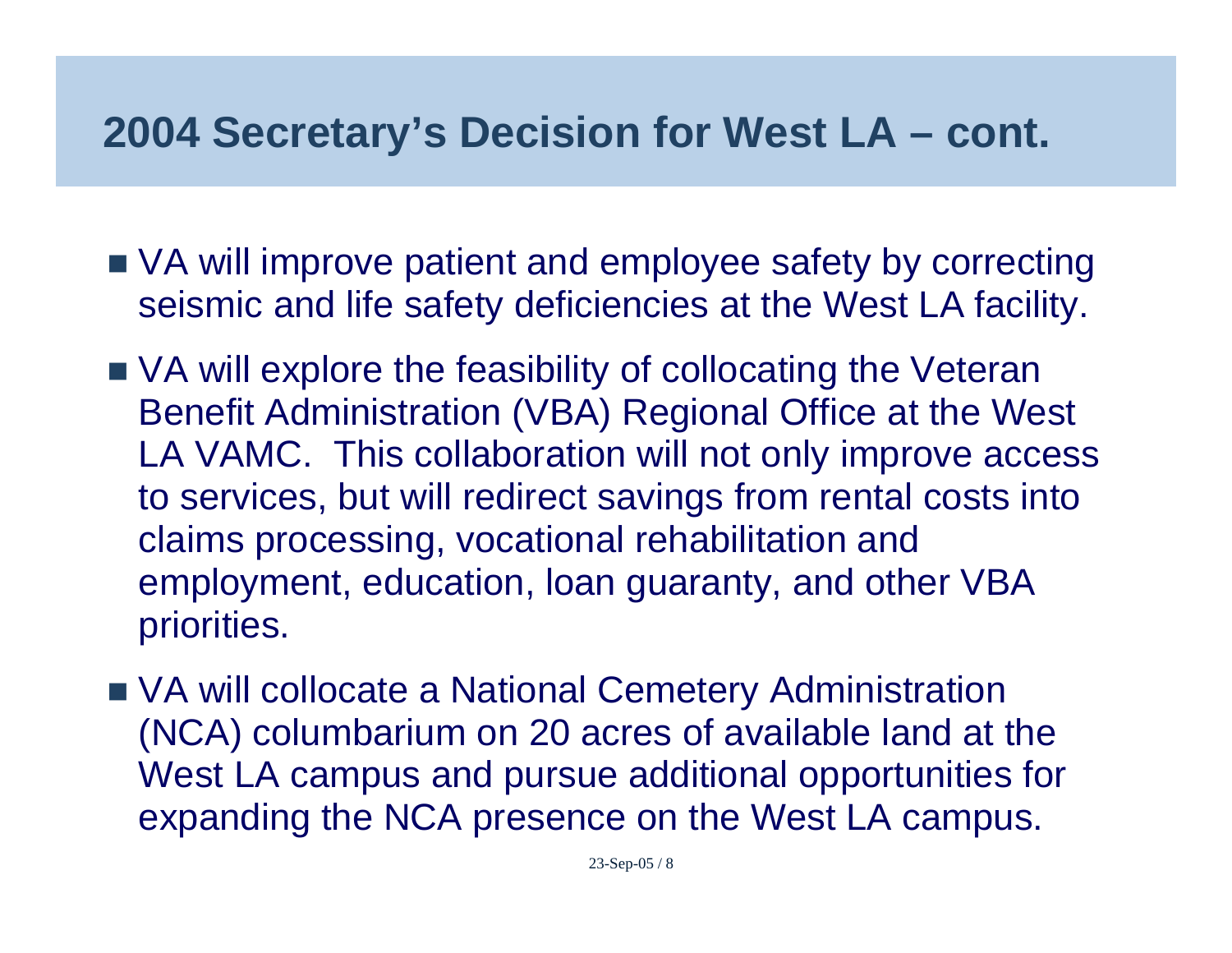# 2004 Secretary's Decision for West LA – cont.

- VA will improve patient and employee safety by correcting seismic and life safety deficiencies at the West LA facility.
- VA will explore the feasibility of collocating the Veteran Benefit Administration (VBA) Regional Office at the West LA VAMC. This collaboration will not only improve access to services, but will redirect savings from rental costs into claims processing, vocational rehabilitation and employment, education, loan guaranty, and other VBA priorities.
- VA will collocate a National Cemetery Administration (NCA) columbarium on 20 acres of available land at the West LA campus and pursue additional opportunities for expanding the NCA presence on the West LA campus.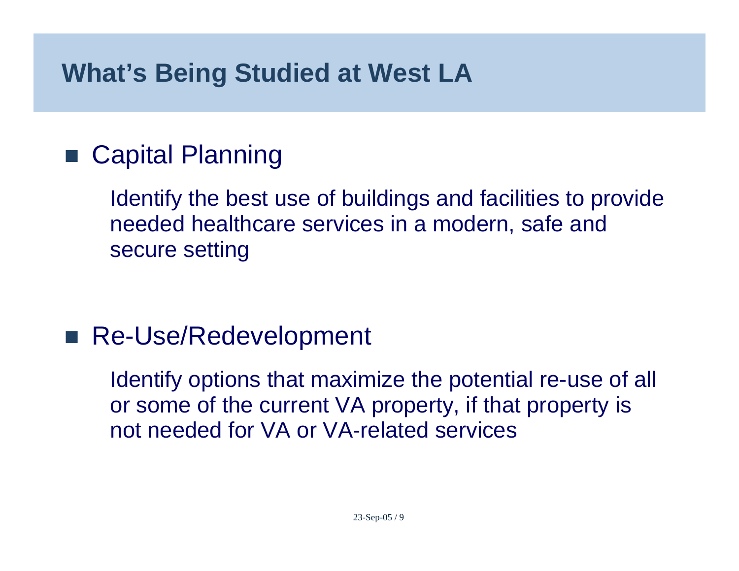# What's Being Studied at West LA

- Capital Planning

  Identify the best use of buildings and facilities to provide needed healthcare services in a modern, safe and secure setting

- Re-Use/Redevelopment

  Identify options that maximize the potential re-use of all or some of the current VA property, if that property is not needed for VA or VA-related services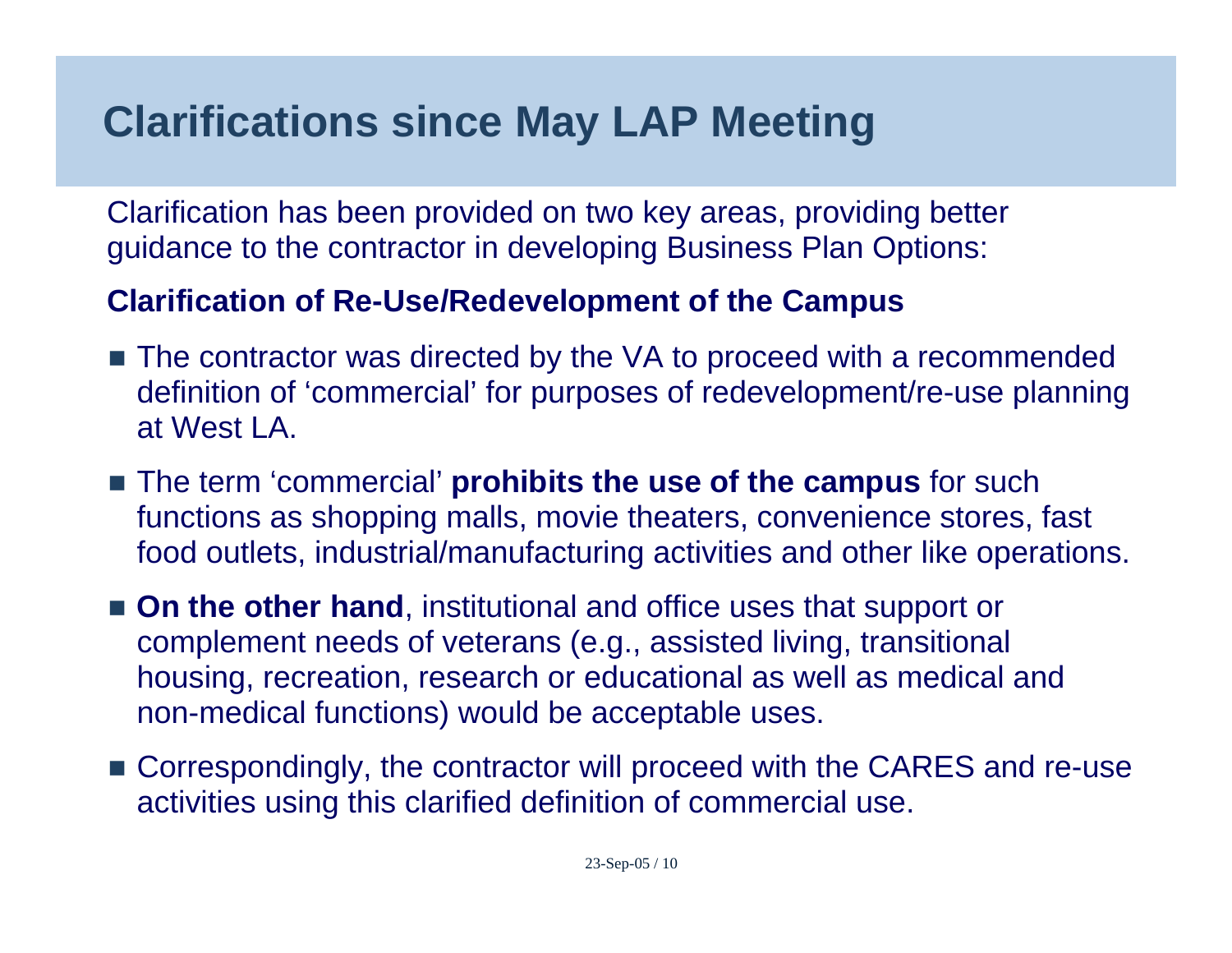# Clarifications since May LAP Meeting

Clarification has been provided on two key areas, providing better guidance to the contractor in developing Business Plan Options:

**Clarification of Re-Use/Redevelopment of the Campus**

- The contractor was directed by the VA to proceed with a recommended definition of 'commercial' for purposes of redevelopment/re-use planning at West LA.
- The term 'commercial' **prohibits the use of the campus** for such functions as shopping malls, movie theaters, convenience stores, fast food outlets, industrial/manufacturing activities and other like operations.
- **On the other hand**, institutional and office uses that support or complement needs of veterans (e.g., assisted living, transitional housing, recreation, research or educational as well as medical and non-medical functions) would be acceptable uses.
- Correspondingly, the contractor will proceed with the CARES and re-use activities using this clarified definition of commercial use.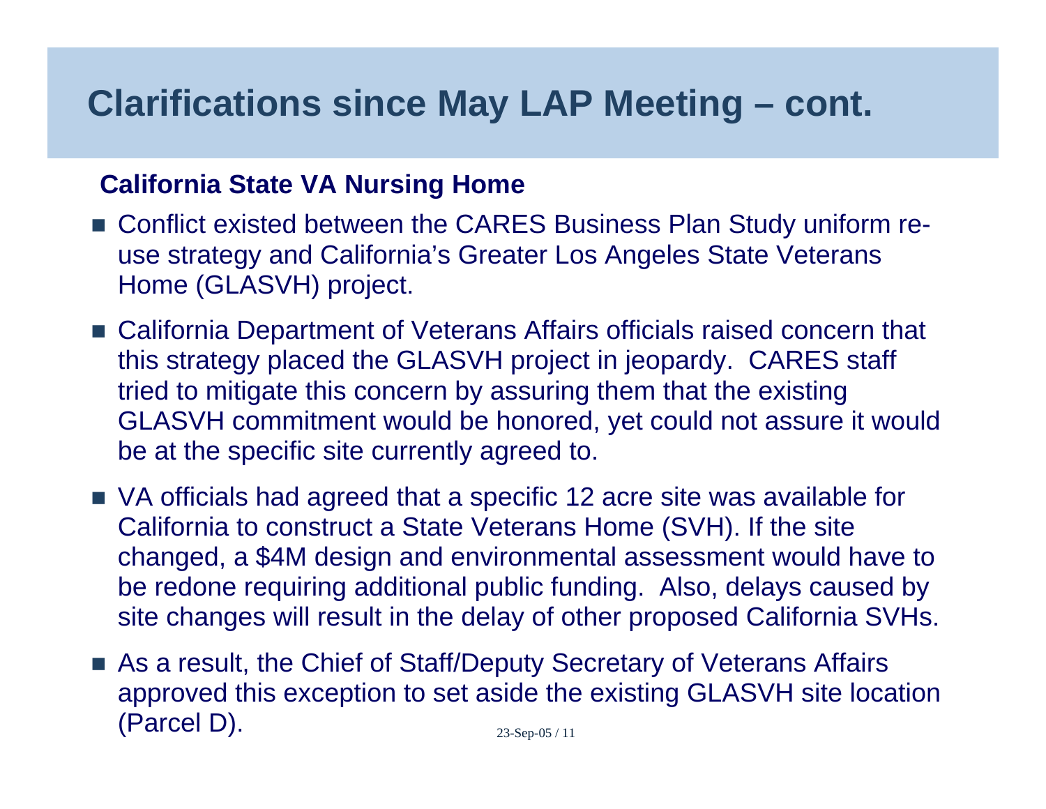# Clarifications since May LAP Meeting – cont.

**California State VA Nursing Home**

- Conflict existed between the CARES Business Plan Study uniform re-use strategy and California's Greater Los Angeles State Veterans Home (GLASVH) project.
- California Department of Veterans Affairs officials raised concern that this strategy placed the GLASVH project in jeopardy. CARES staff tried to mitigate this concern by assuring them that the existing GLASVH commitment would be honored, yet could not assure it would be at the specific site currently agreed to.
- VA officials had agreed that a specific 12 acre site was available for California to construct a State Veterans Home (SVH). If the site changed, a $4M design and environmental assessment would have to be redone requiring additional public funding. Also, delays caused by site changes will result in the delay of other proposed California SVHs.
- As a result, the Chief of Staff/Deputy Secretary of Veterans Affairs approved this exception to set aside the existing GLASVH site location (Parcel D).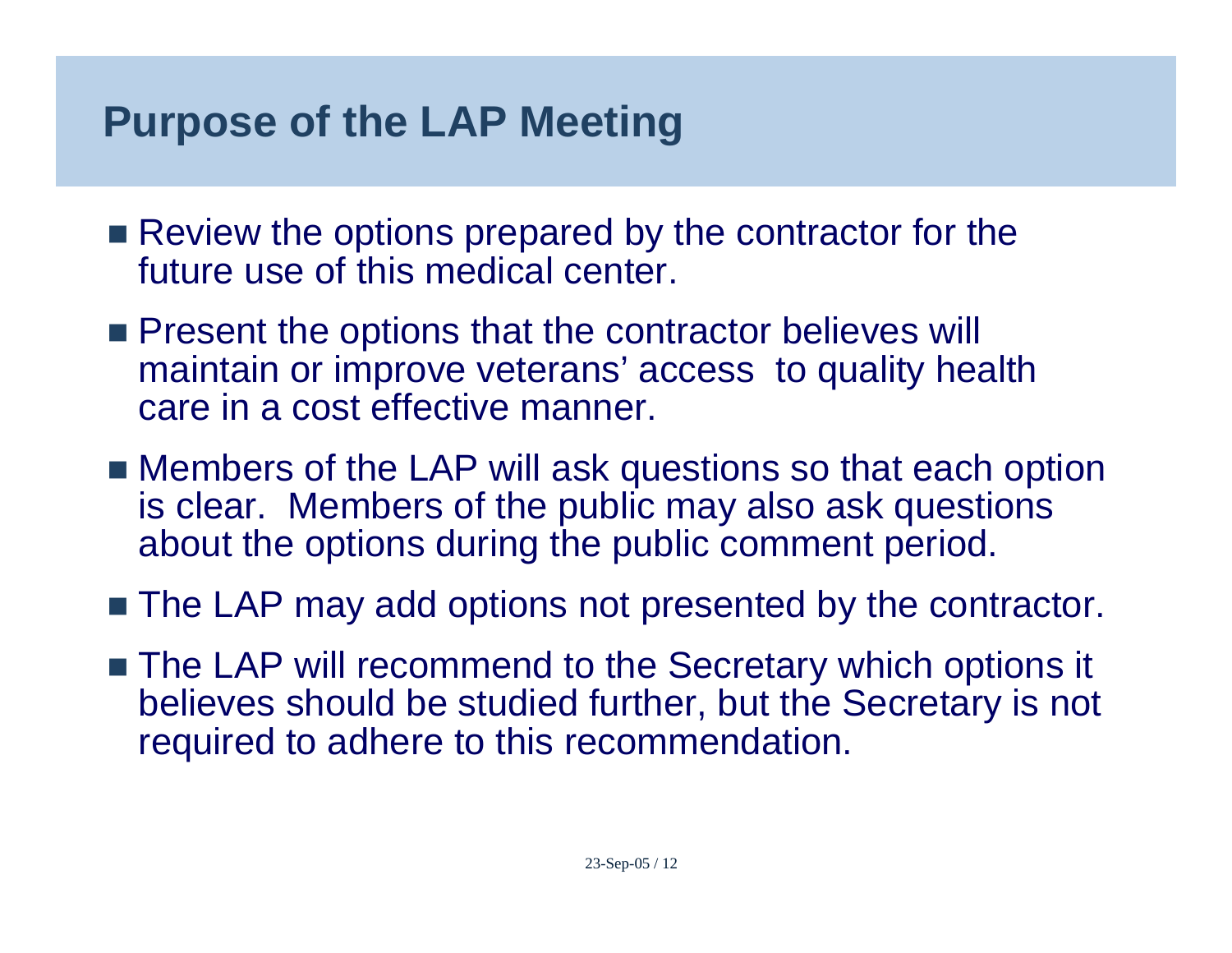# Purpose of the LAP Meeting

- Review the options prepared by the contractor for the future use of this medical center.
- Present the options that the contractor believes will maintain or improve veterans' access to quality health care in a cost effective manner.
- Members of the LAP will ask questions so that each option is clear. Members of the public may also ask questions about the options during the public comment period.
- The LAP may add options not presented by the contractor.
- The LAP will recommend to the Secretary which options it believes should be studied further, but the Secretary is not required to adhere to this recommendation.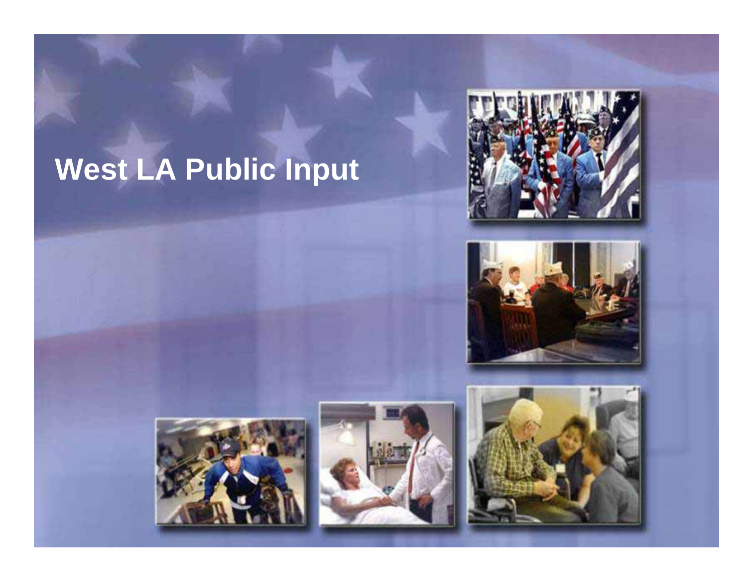# West LA Public Input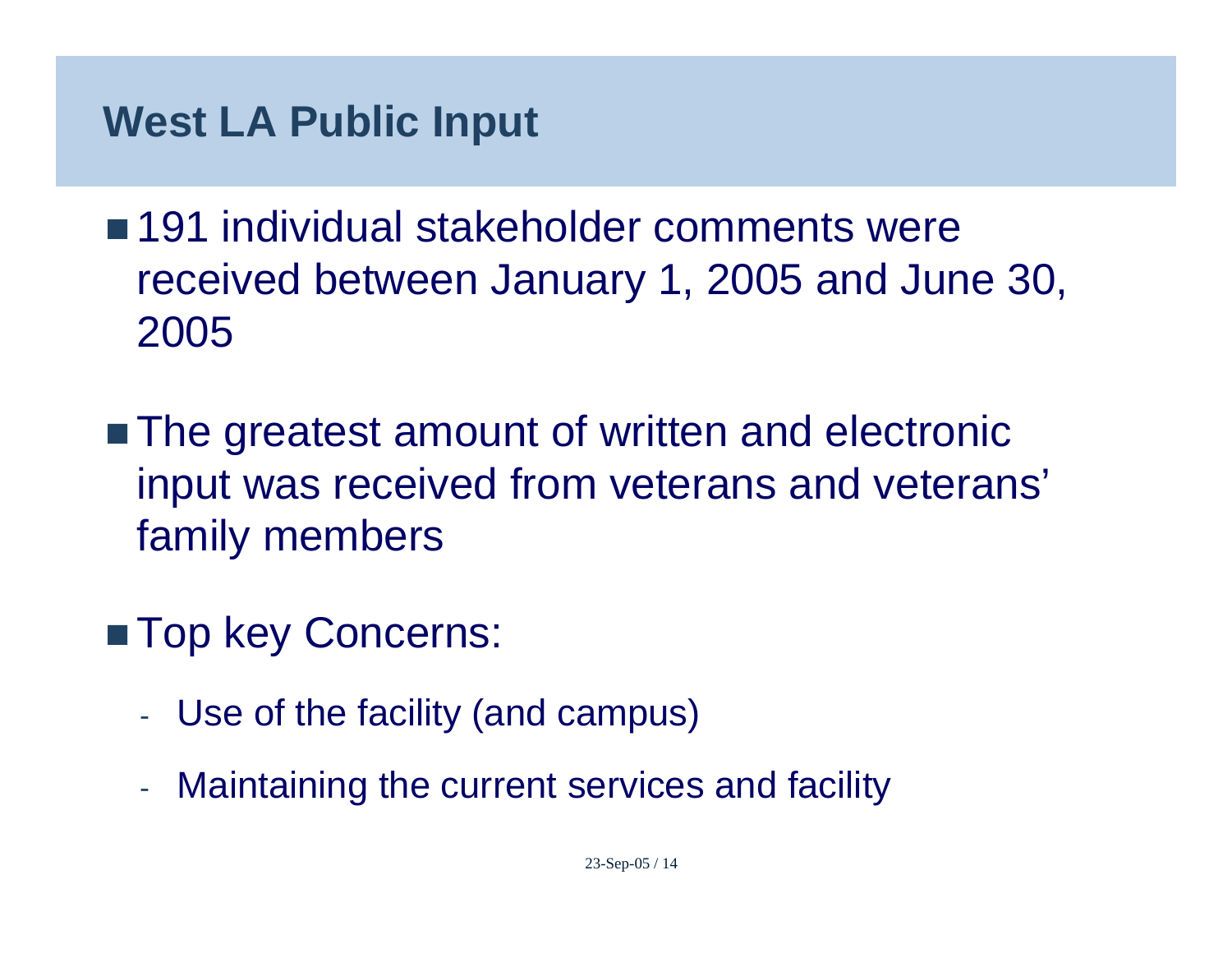# West LA Public Input

- 191 individual stakeholder comments were received between January 1, 2005 and June 30, 2005

- The greatest amount of written and electronic input was received from veterans and veterans' family members

- Top key Concerns:
  - Use of the facility (and campus)
  - Maintaining the current services and facility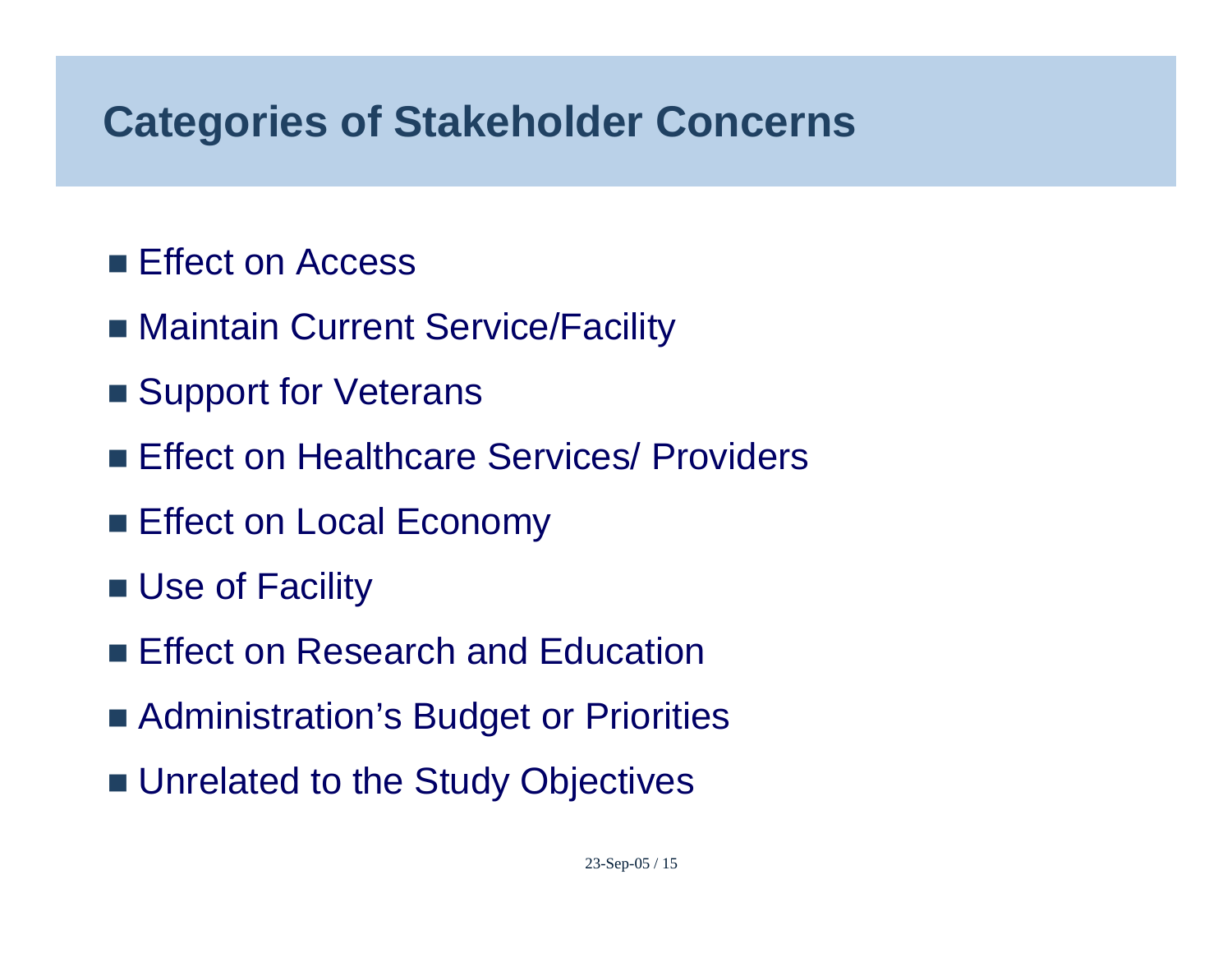## Categories of Stakeholder Concerns

- Effect on Access
- Maintain Current Service/Facility
- Support for Veterans
- Effect on Healthcare Services/ Providers
- Effect on Local Economy
- Use of Facility
- Effect on Research and Education
- Administration's Budget or Priorities
- Unrelated to the Study Objectives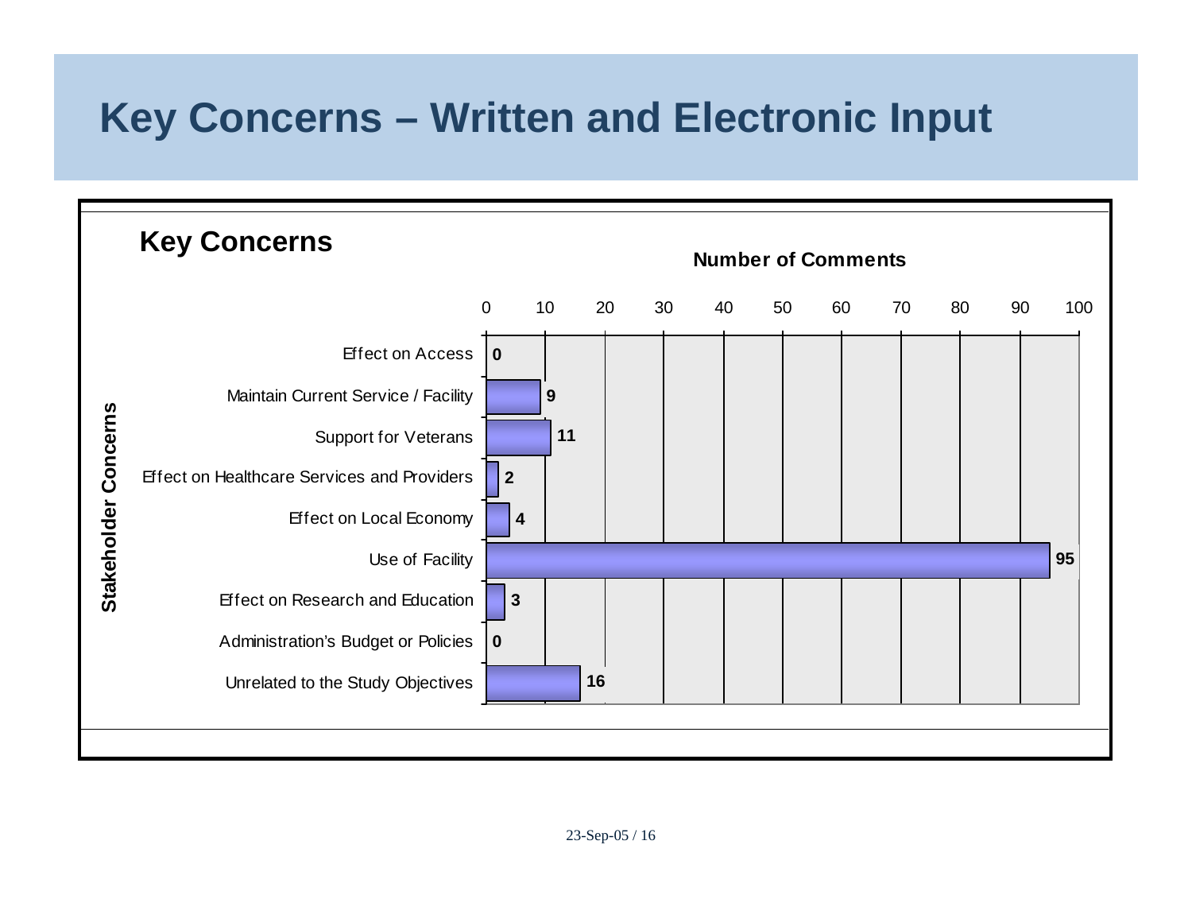# Key Concerns – Written and Electronic Input

## Key Concerns

| Stakeholder Concerns | Number of Comments |
| --- | --- |
| Effect on Access | 0 |
| Maintain Current Service / Facility | 9 |
| Support for Veterans | 11 |
| Effect on Healthcare Services and Providers | 2 |
| Effect on Local Economy | 4 |
| Use of Facility | 95 |
| Effect on Research and Education | 3 |
| Administration's Budget or Policies | 0 |
| Unrelated to the Study Objectives | 16 |

23-Sep-05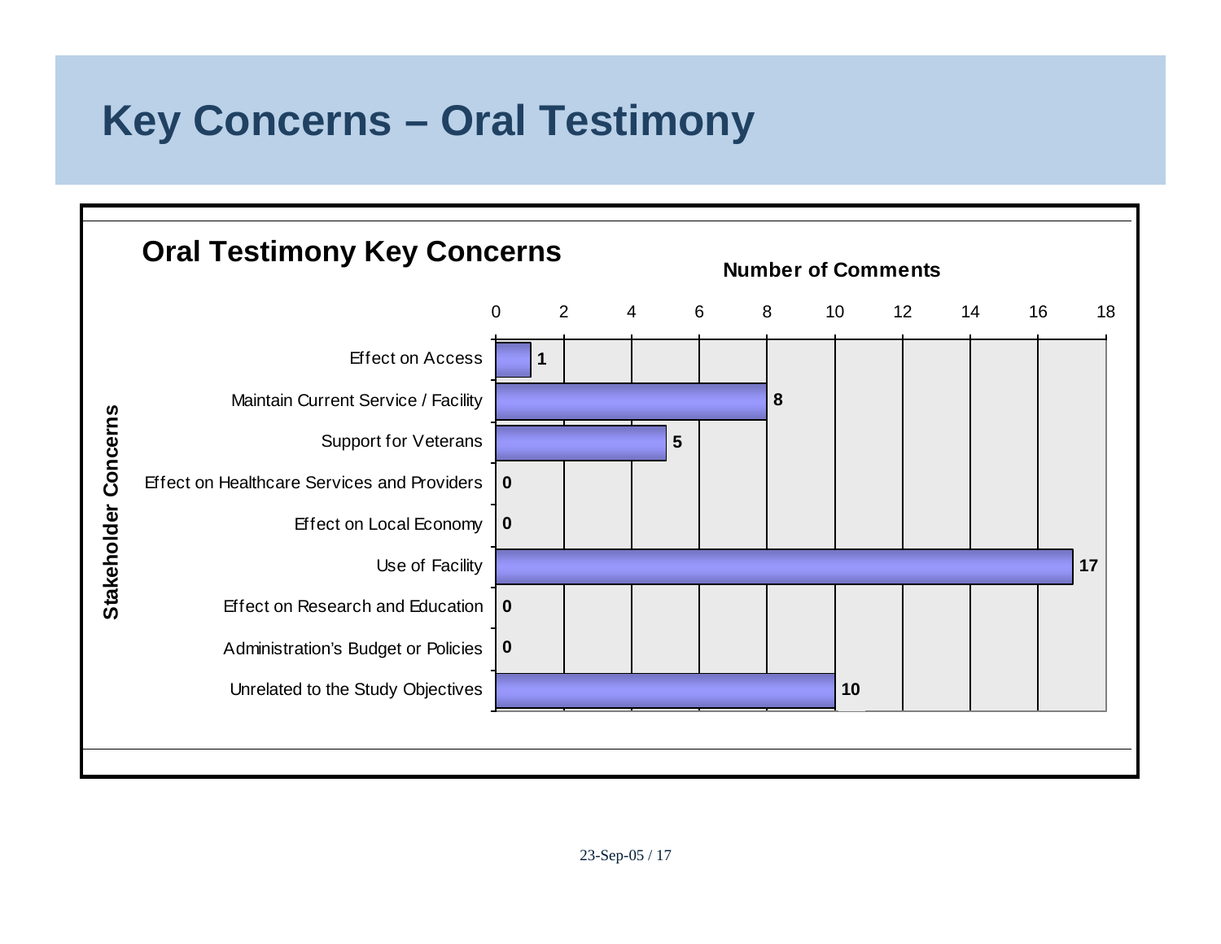# Key Concerns – Oral Testimony

## Oral Testimony Key Concerns

| Stakeholder Concerns | Number of Comments |
| --- | --- |
| Effect on Access | 1 |
| Maintain Current Service / Facility | 8 |
| Support for Veterans | 5 |
| Effect on Healthcare Services and Providers | 0 |
| Effect on Local Economy | 0 |
| Use of Facility | 17 |
| Effect on Research and Education | 0 |
| Administration's Budget or Policies | 0 |
| Unrelated to the Study Objectives | 10 |

23-Sep-05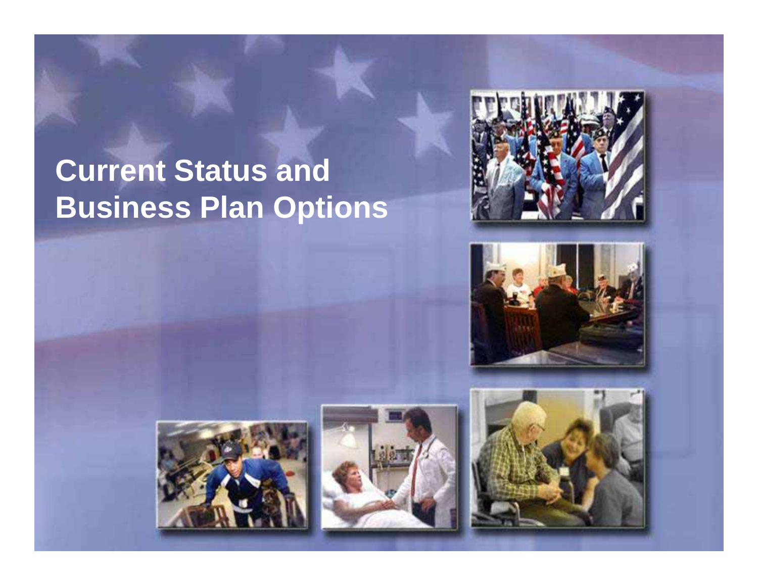# Current Status and Business Plan Options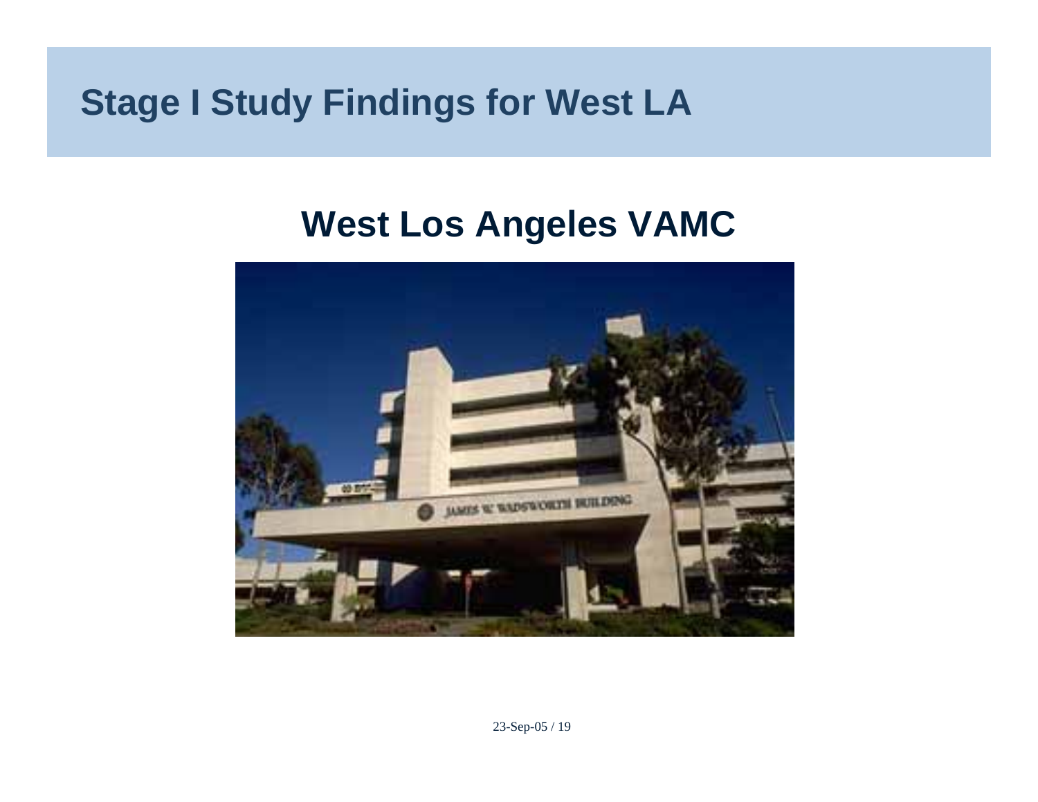# Stage I Study Findings for West LA

## West Los Angeles VAMC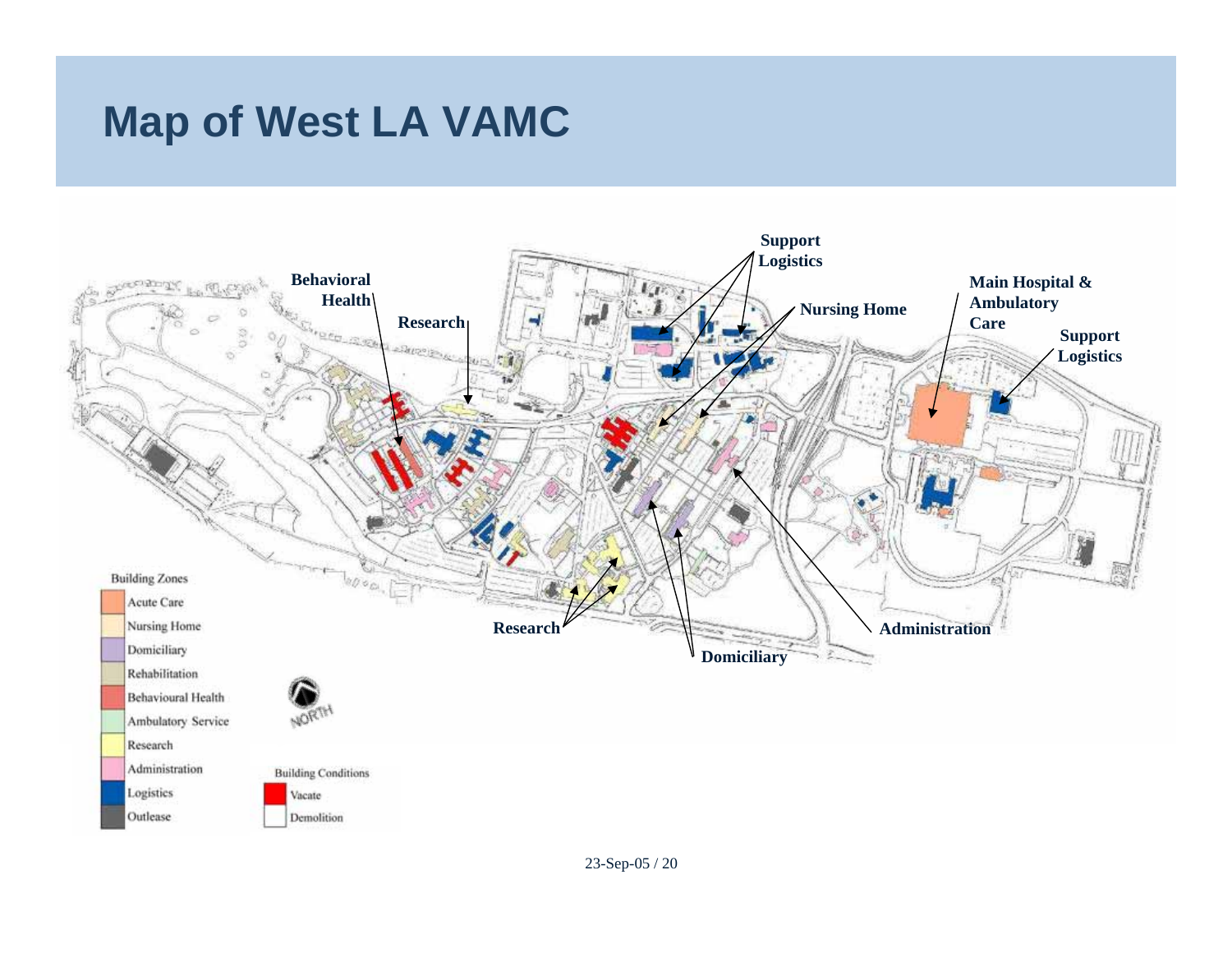# Map of West LA VAMC

Behavioral Health

Research

Support Logistics

Nursing Home

Main Hospital & Ambulatory Care

Support Logistics

Research

Administration

Domiciliary

Building Zones

- Acute Care
- Nursing Home
- Domiciliary
- Rehabilitation
- Behavioural Health
- Ambulatory Service
- Research
- Administration
- Logistics
- Outlease

NORTH

Building Conditions

- Vacate
- Demolition

23-Sep-05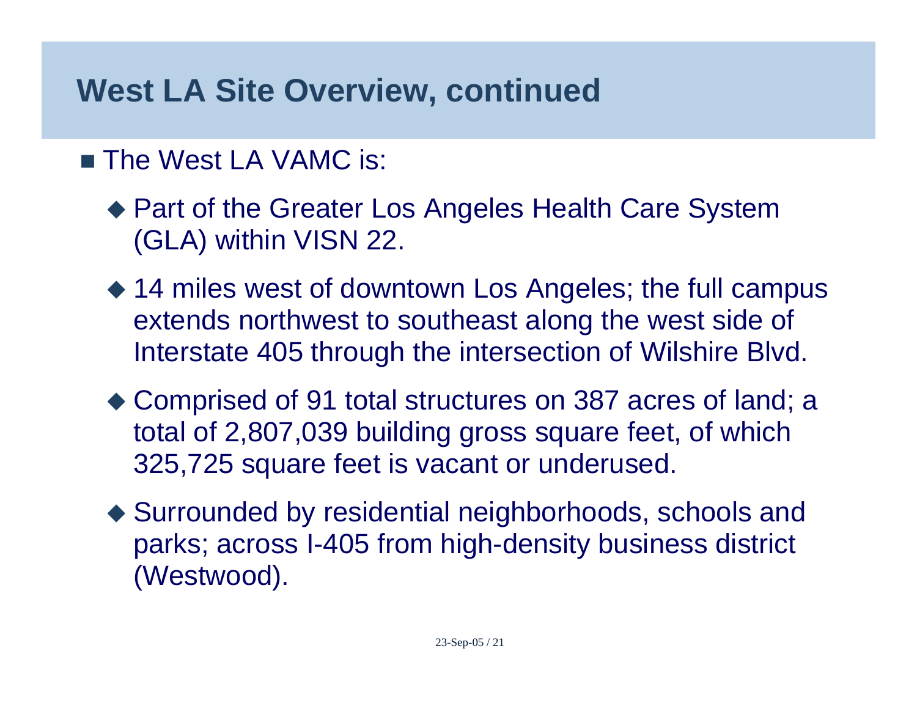# West LA Site Overview, continued

- The West LA VAMC is:
  - Part of the Greater Los Angeles Health Care System (GLA) within VISN 22.
  - 14 miles west of downtown Los Angeles; the full campus extends northwest to southeast along the west side of Interstate 405 through the intersection of Wilshire Blvd.
  - Comprised of 91 total structures on 387 acres of land; a total of 2,807,039 building gross square feet, of which 325,725 square feet is vacant or underused.
  - Surrounded by residential neighborhoods, schools and parks; across I-405 from high-density business district (Westwood).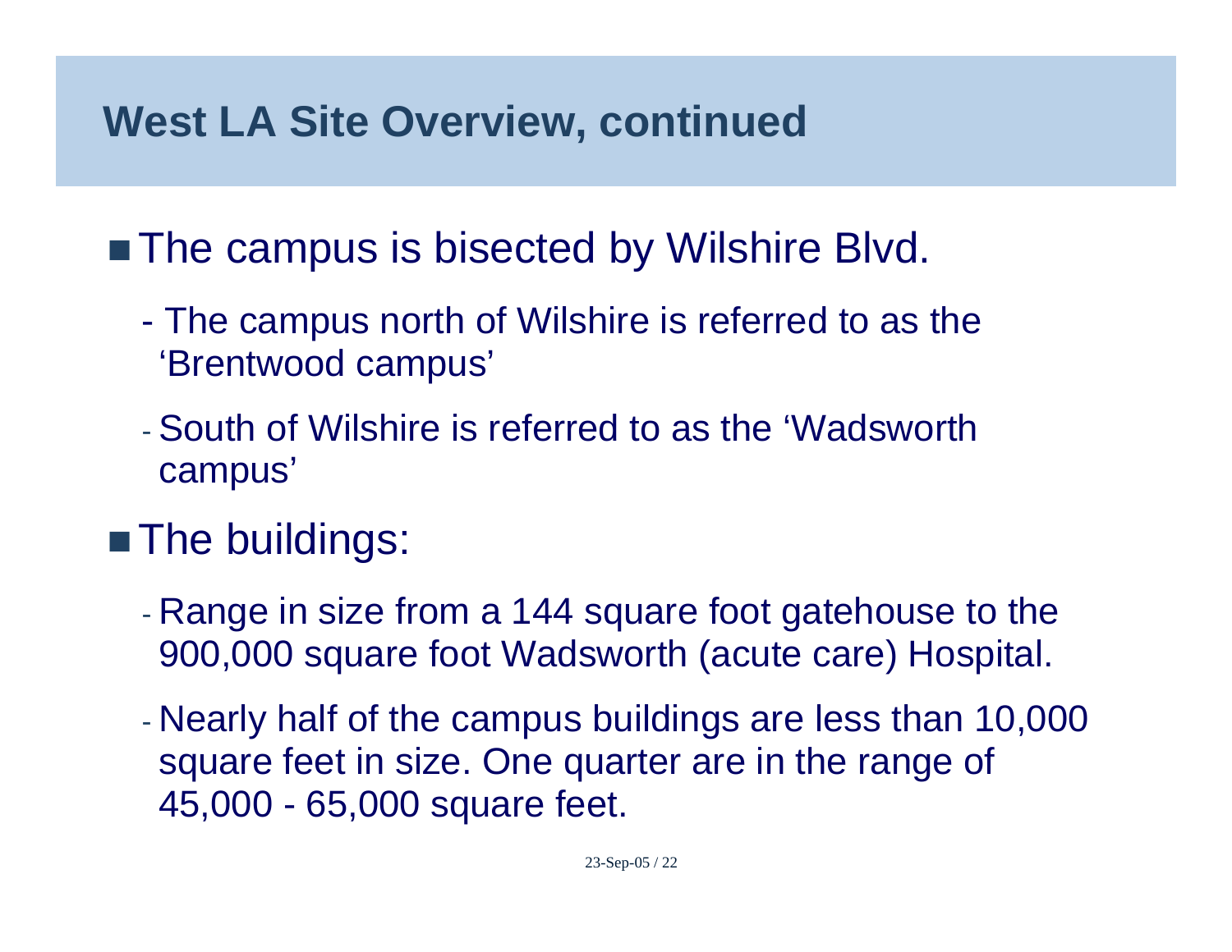# West LA Site Overview, continued

- The campus is bisected by Wilshire Blvd.
  - The campus north of Wilshire is referred to as the 'Brentwood campus'
  - South of Wilshire is referred to as the 'Wadsworth campus'
- The buildings:
  - Range in size from a 144 square foot gatehouse to the 900,000 square foot Wadsworth (acute care) Hospital.
  - Nearly half of the campus buildings are less than 10,000 square feet in size. One quarter are in the range of 45,000 - 65,000 square feet.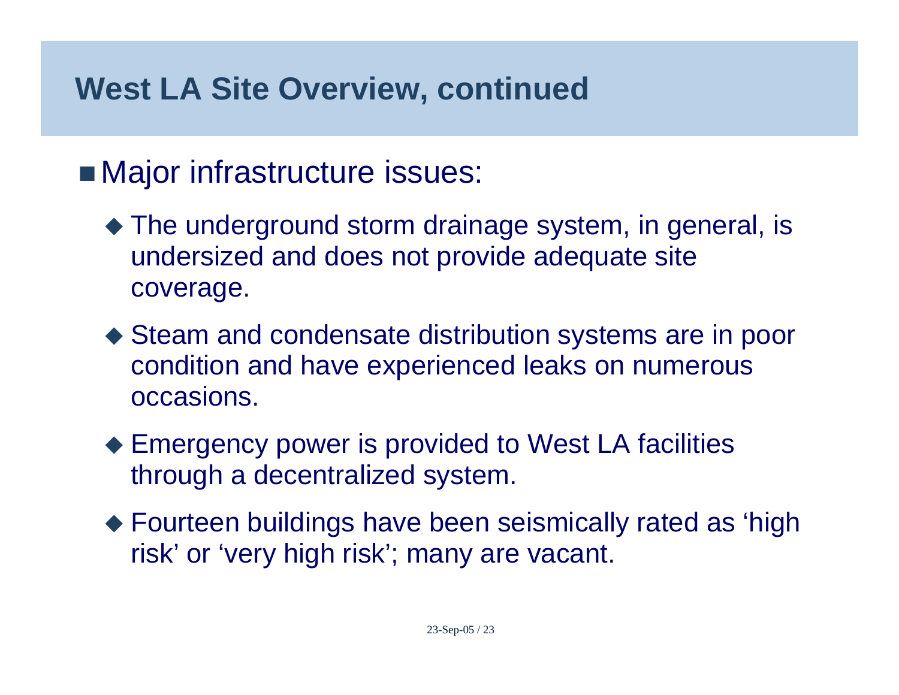# West LA Site Overview, continued

- Major infrastructure issues:
  - The underground storm drainage system, in general, is undersized and does not provide adequate site coverage.
  - Steam and condensate distribution systems are in poor condition and have experienced leaks on numerous occasions.
  - Emergency power is provided to West LA facilities through a decentralized system.
  - Fourteen buildings have been seismically rated as ‘high risk’ or ‘very high risk’; many are vacant.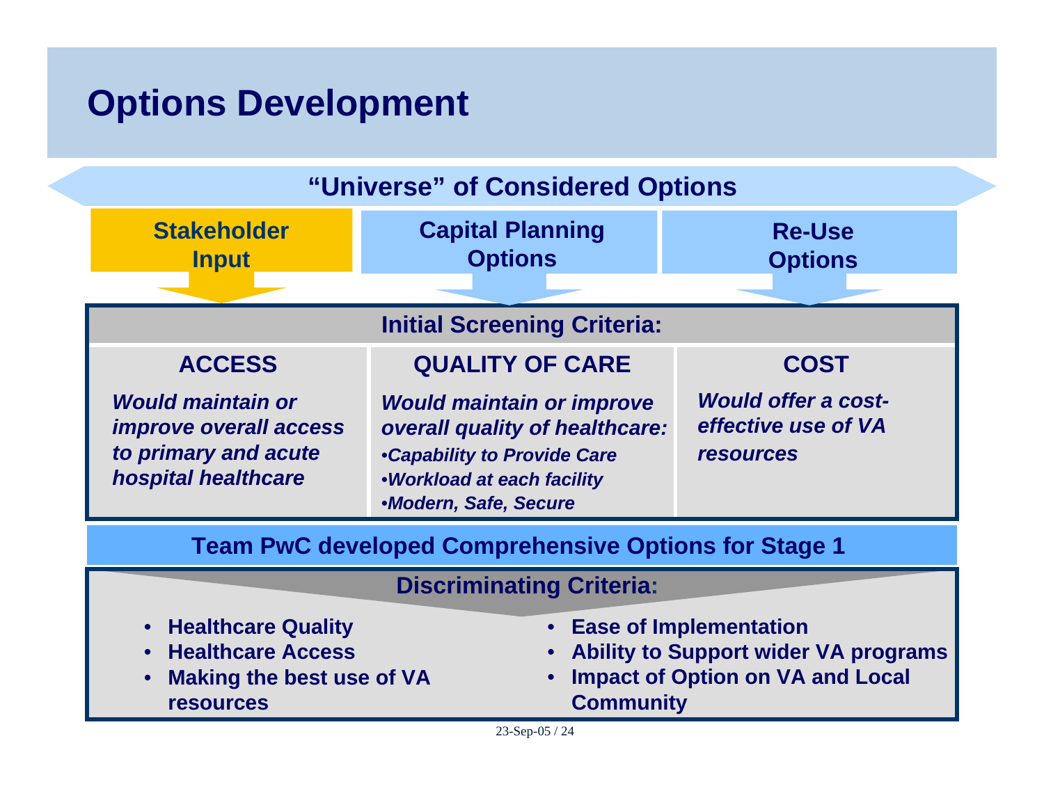# Options Development

## "Universe" of Considered Options

**Stakeholder Input** | **Capital Planning Options** | **Re-Use Options**

### Initial Screening Criteria:

| ACCESS | QUALITY OF CARE | COST |
|---|---|---|
| *Would maintain or improve overall access to primary and acute hospital healthcare* | *Would maintain or improve overall quality of healthcare:*<br>*•Capability to Provide Care*<br>*•Workload at each facility*<br>*•Modern, Safe, Secure* | *Would offer a cost-effective use of VA resources* |

**Team PwC developed Comprehensive Options for Stage 1**

### Discriminating Criteria:

- **Healthcare Quality**
- **Healthcare Access**
- **Making the best use of VA resources**
- **Ease of Implementation**
- **Ability to Support wider VA programs**
- **Impact of Option on VA and Local Community**

23-Sep-05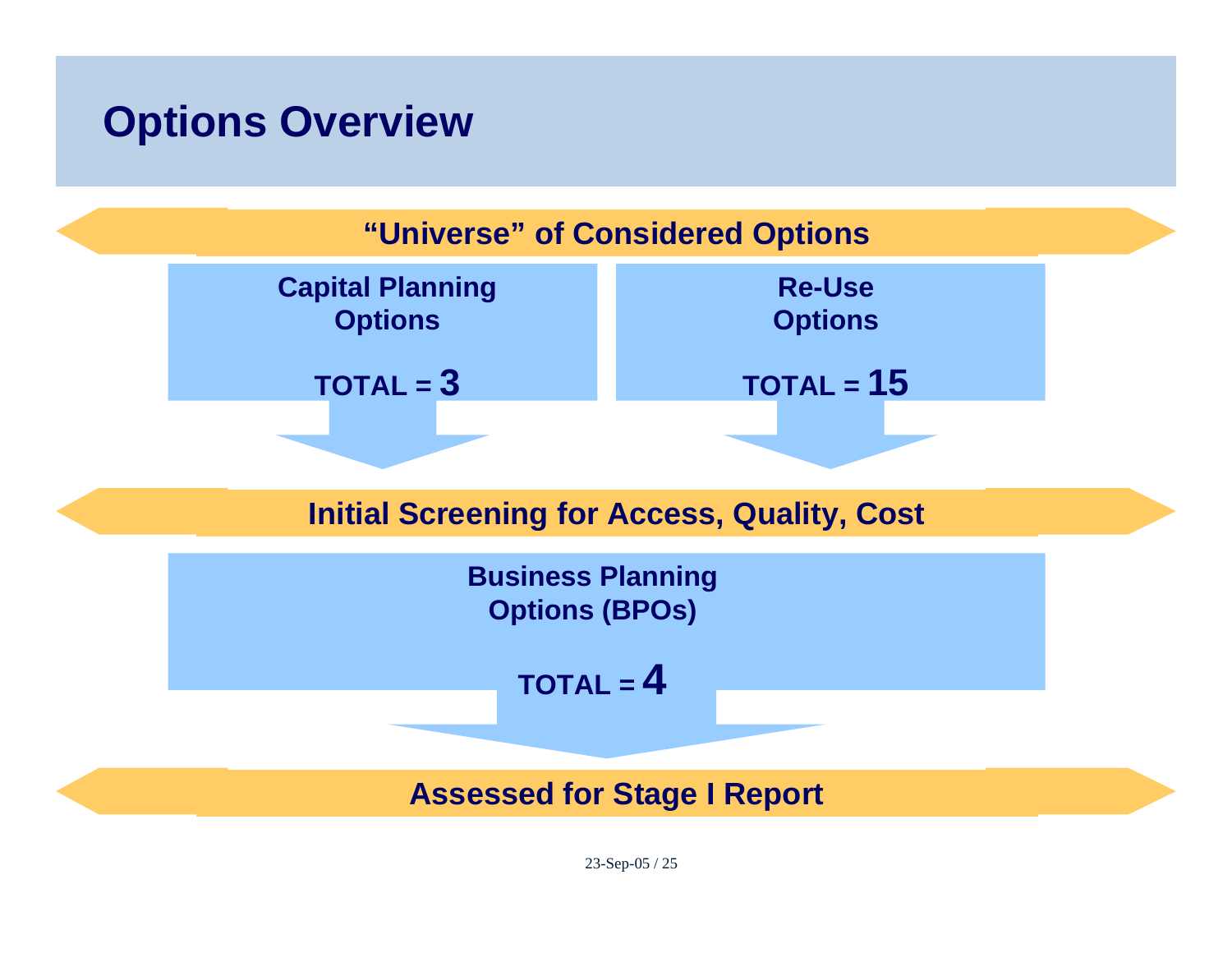# Options Overview

**"Universe" of Considered Options**

**Capital Planning Options**

**TOTAL = 3**

**Re-Use Options**

**TOTAL = 15**

**Initial Screening for Access, Quality, Cost**

**Business Planning Options (BPOs)**

**TOTAL = 4**

**Assessed for Stage I Report**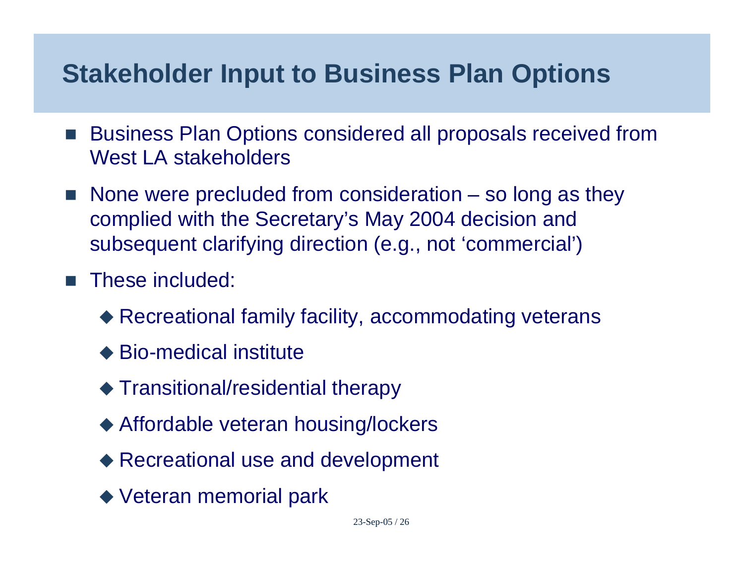# Stakeholder Input to Business Plan Options

- Business Plan Options considered all proposals received from West LA stakeholders
- None were precluded from consideration – so long as they complied with the Secretary's May 2004 decision and subsequent clarifying direction (e.g., not 'commercial')
- These included:
  - Recreational family facility, accommodating veterans
  - Bio-medical institute
  - Transitional/residential therapy
  - Affordable veteran housing/lockers
  - Recreational use and development
  - Veteran memorial park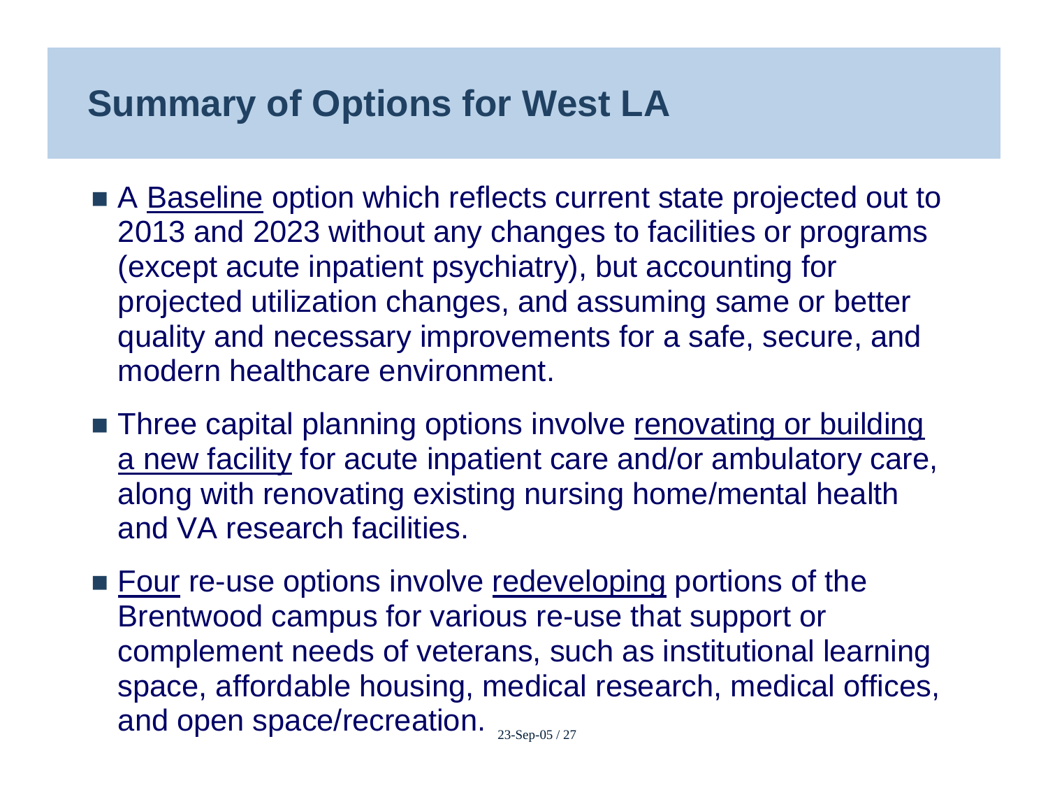# Summary of Options for West LA

- A <u>Baseline</u> option which reflects current state projected out to 2013 and 2023 without any changes to facilities or programs (except acute inpatient psychiatry), but accounting for projected utilization changes, and assuming same or better quality and necessary improvements for a safe, secure, and modern healthcare environment.
- Three capital planning options involve <u>renovating or building a new facility</u> for acute inpatient care and/or ambulatory care, along with renovating existing nursing home/mental health and VA research facilities.
- <u>Four</u> re-use options involve <u>redeveloping</u> portions of the Brentwood campus for various re-use that support or complement needs of veterans, such as institutional learning space, affordable housing, medical research, medical offices, and open space/recreation.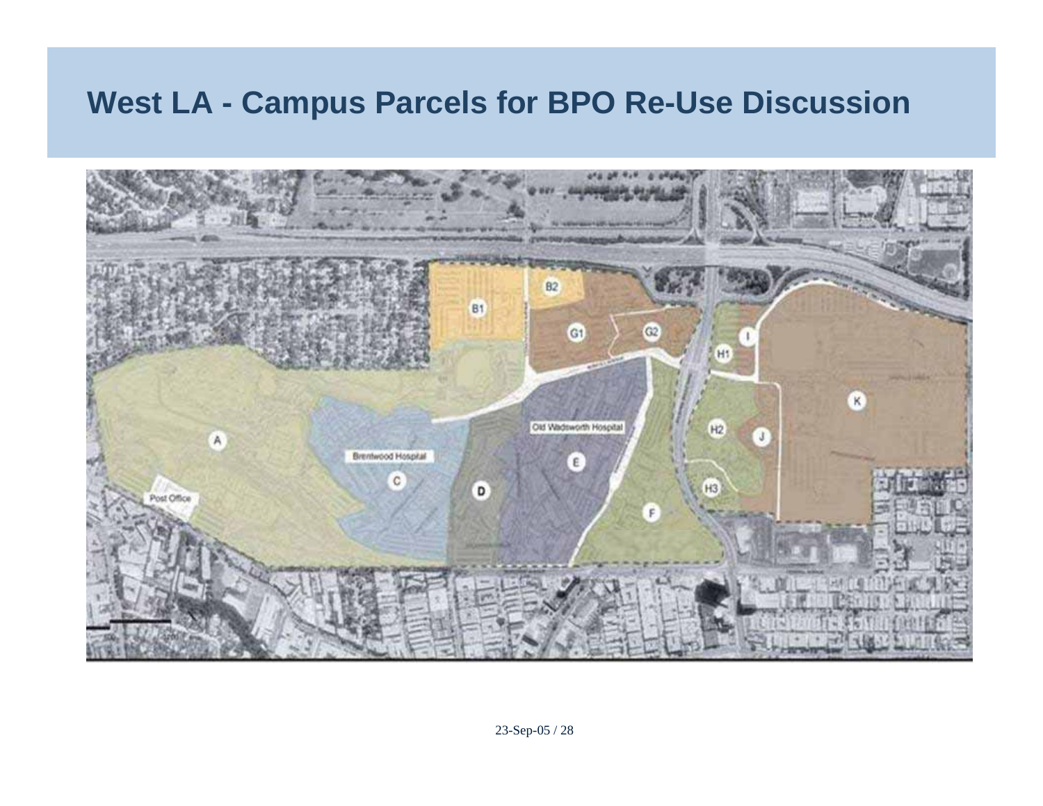# West LA - Campus Parcels for BPO Re-Use Discussion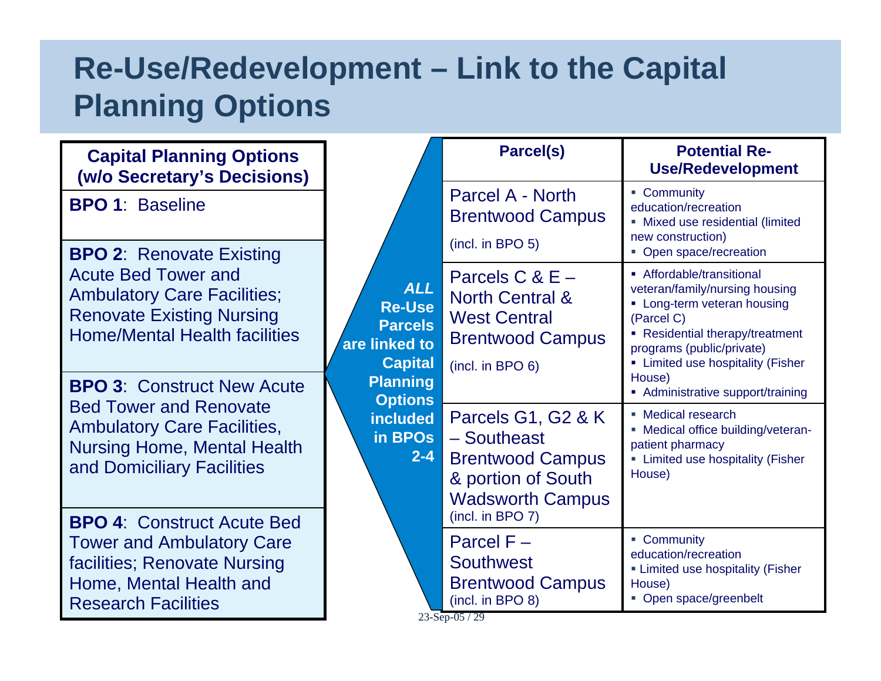# Re-Use/Redevelopment – Link to the Capital Planning Options

| Capital Planning Options (w/o Secretary's Decisions) |
|---|
| **BPO 1**: Baseline |
| **BPO 2**: Renovate Existing Acute Bed Tower and Ambulatory Care Facilities; Renovate Existing Nursing Home/Mental Health facilities |
| **BPO 3**: Construct New Acute Bed Tower and Renovate Ambulatory Care Facilities, Nursing Home, Mental Health and Domiciliary Facilities |
| **BPO 4**: Construct Acute Bed Tower and Ambulatory Care facilities; Renovate Nursing Home, Mental Health and Research Facilities |

***ALL* Re-Use Parcels are linked to Capital Planning Options included in BPOs 2-4**

| Parcel(s) | Potential Re-Use/Redevelopment |
|---|---|
| Parcel A - North Brentwood Campus (incl. in BPO 5) | ▪ Community education/recreation<br>▪ Mixed use residential (limited new construction)<br>▪ Open space/recreation |
| Parcels C & E – North Central & West Central Brentwood Campus (incl. in BPO 6) | ▪ Affordable/transitional veteran/family/nursing housing<br>▪ Long-term veteran housing (Parcel C)<br>▪ Residential therapy/treatment programs (public/private)<br>▪ Limited use hospitality (Fisher House)<br>▪ Administrative support/training |
| Parcels G1, G2 & K – Southeast Brentwood Campus & portion of South Wadsworth Campus (incl. in BPO 7) | ▪ Medical research<br>▪ Medical office building/veteran-patient pharmacy<br>▪ Limited use hospitality (Fisher House) |
| Parcel F – Southwest Brentwood Campus (incl. in BPO 8) | ▪ Community education/recreation<br>▪ Limited use hospitality (Fisher House)<br>▪ Open space/greenbelt |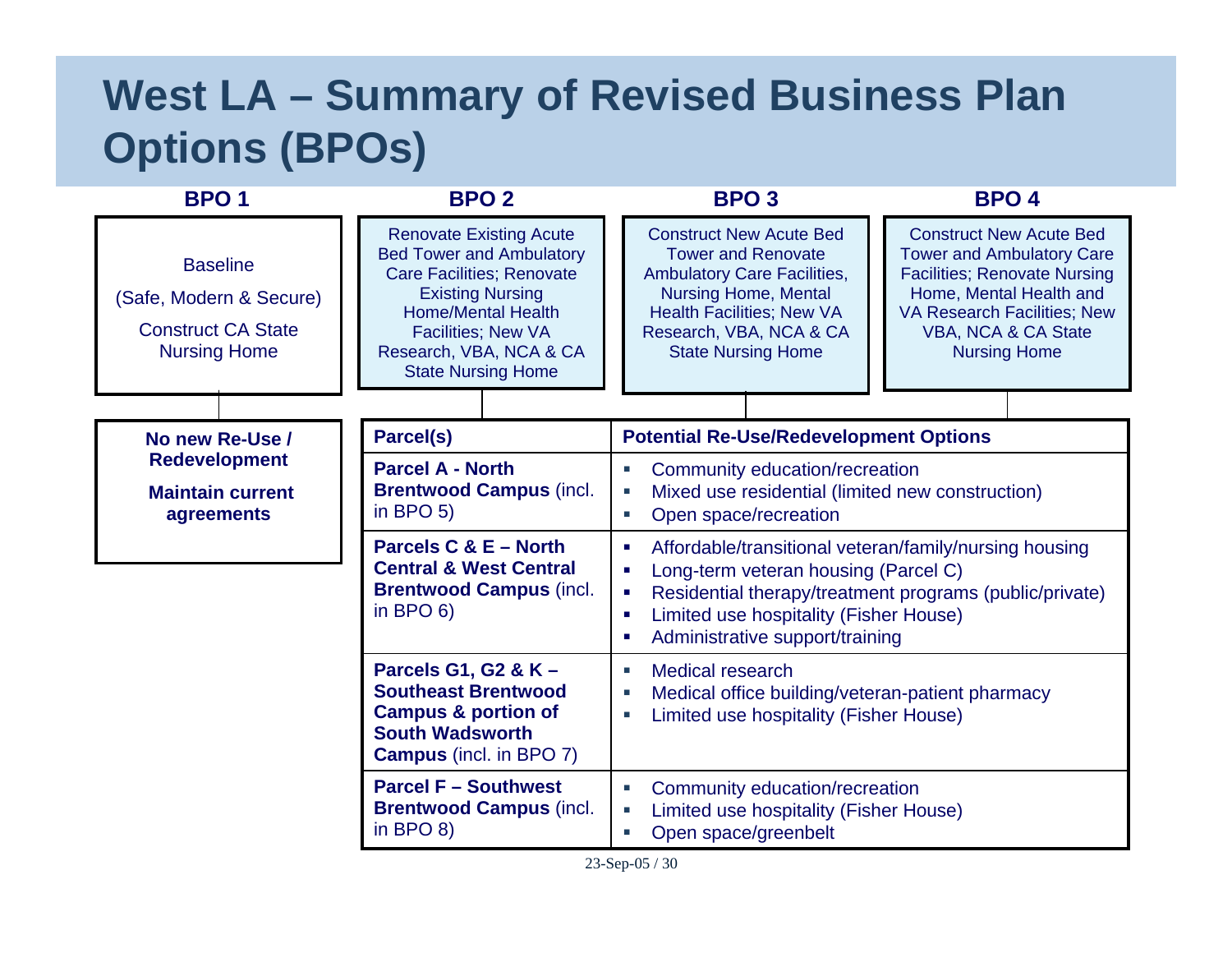# West LA – Summary of Revised Business Plan Options (BPOs)

| BPO 1 | BPO 2 | BPO 3 | BPO 4 |
|---|---|---|---|
| Baseline<br>(Safe, Modern & Secure)<br>Construct CA State Nursing Home | Renovate Existing Acute Bed Tower and Ambulatory Care Facilities; Renovate Existing Nursing Home/Mental Health Facilities; New VA Research, VBA, NCA & CA State Nursing Home | Construct New Acute Bed Tower and Renovate Ambulatory Care Facilities, Nursing Home, Mental Health Facilities; New VA Research, VBA, NCA & CA State Nursing Home | Construct New Acute Bed Tower and Ambulatory Care Facilities; Renovate Nursing Home, Mental Health and VA Research Facilities; New VBA, NCA & CA State Nursing Home |

**BPO 1:**

**No new Re-Use / Redevelopment**

**Maintain current agreements**

**BPOs 2–4:**

| Parcel(s) | Potential Re-Use/Redevelopment Options |
|---|---|
| **Parcel A - North Brentwood Campus** (incl. in BPO 5) | ▪ Community education/recreation<br>▪ Mixed use residential (limited new construction)<br>▪ Open space/recreation |
| **Parcels C & E – North Central & West Central Brentwood Campus** (incl. in BPO 6) | ▪ Affordable/transitional veteran/family/nursing housing<br>▪ Long-term veteran housing (Parcel C)<br>▪ Residential therapy/treatment programs (public/private)<br>▪ Limited use hospitality (Fisher House)<br>▪ Administrative support/training |
| **Parcels G1, G2 & K – Southeast Brentwood Campus & portion of South Wadsworth Campus** (incl. in BPO 7) | ▪ Medical research<br>▪ Medical office building/veteran-patient pharmacy<br>▪ Limited use hospitality (Fisher House) |
| **Parcel F – Southwest Brentwood Campus** (incl. in BPO 8) | ▪ Community education/recreation<br>▪ Limited use hospitality (Fisher House)<br>▪ Open space/greenbelt |

23-Sep-05 / 30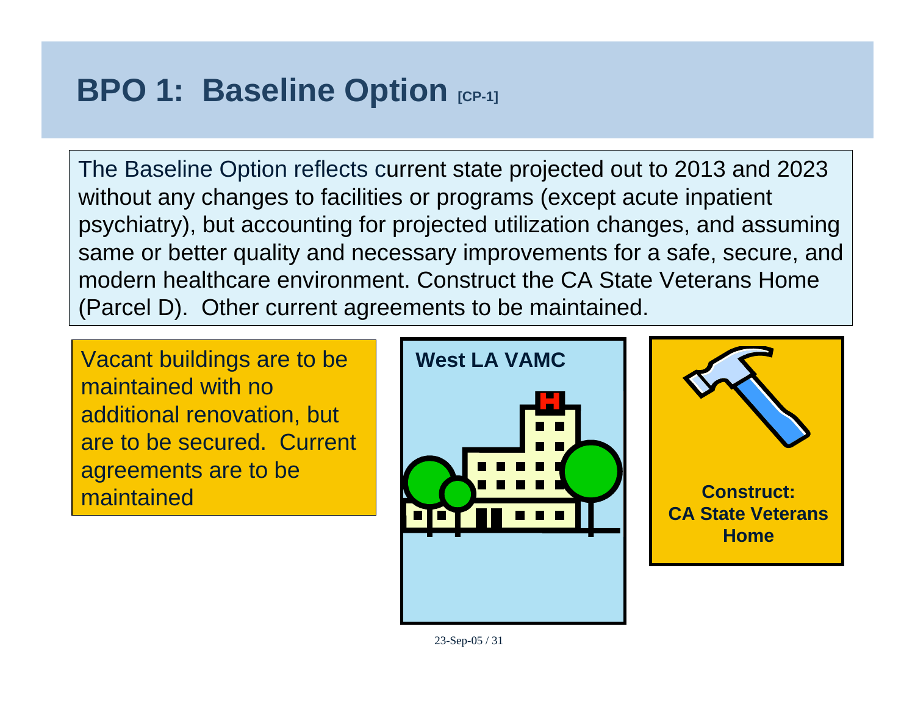# BPO 1: Baseline Option [CP-1]

The Baseline Option reflects current state projected out to 2013 and 2023 without any changes to facilities or programs (except acute inpatient psychiatry), but accounting for projected utilization changes, and assuming same or better quality and necessary improvements for a safe, secure, and modern healthcare environment. Construct the CA State Veterans Home (Parcel D). Other current agreements to be maintained.

Vacant buildings are to be maintained with no additional renovation, but are to be secured. Current agreements are to be maintained

**West LA VAMC**

**Construct: CA State Veterans Home**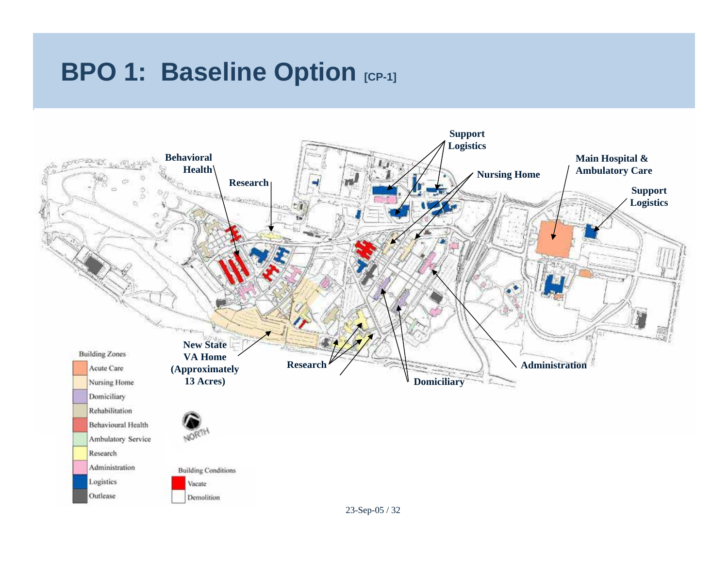# BPO 1: Baseline Option [CP-1]

Support Logistics

Behavioral Health

Nursing Home

Main Hospital & Ambulatory Care

Research

Support Logistics

New State VA Home (Approximately 13 Acres)

Research

Administration

Domiciliary

Building Zones

| Building Zones |
| --- |
| Acute Care |
| Nursing Home |
| Domiciliary |
| Rehabilitation |
| Behavioural Health |
| Ambulatory Service |
| Research |
| Administration |
| Logistics |
| Outlease |

NORTH

| Building Conditions |
| --- |
| Vacate |
| Demolition |

23-Sep-05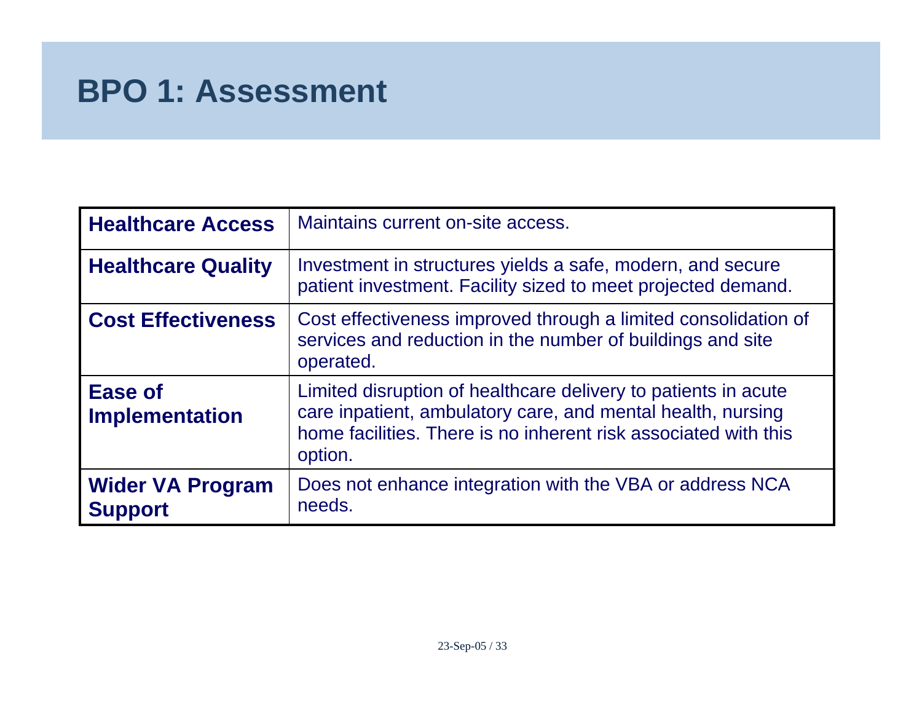# BPO 1: Assessment

| | |
|---|---|
| **Healthcare Access** | Maintains current on-site access. |
| **Healthcare Quality** | Investment in structures yields a safe, modern, and secure patient investment. Facility sized to meet projected demand. |
| **Cost Effectiveness** | Cost effectiveness improved through a limited consolidation of services and reduction in the number of buildings and site operated. |
| **Ease of Implementation** | Limited disruption of healthcare delivery to patients in acute care inpatient, ambulatory care, and mental health, nursing home facilities. There is no inherent risk associated with this option. |
| **Wider VA Program Support** | Does not enhance integration with the VBA or address NCA needs. |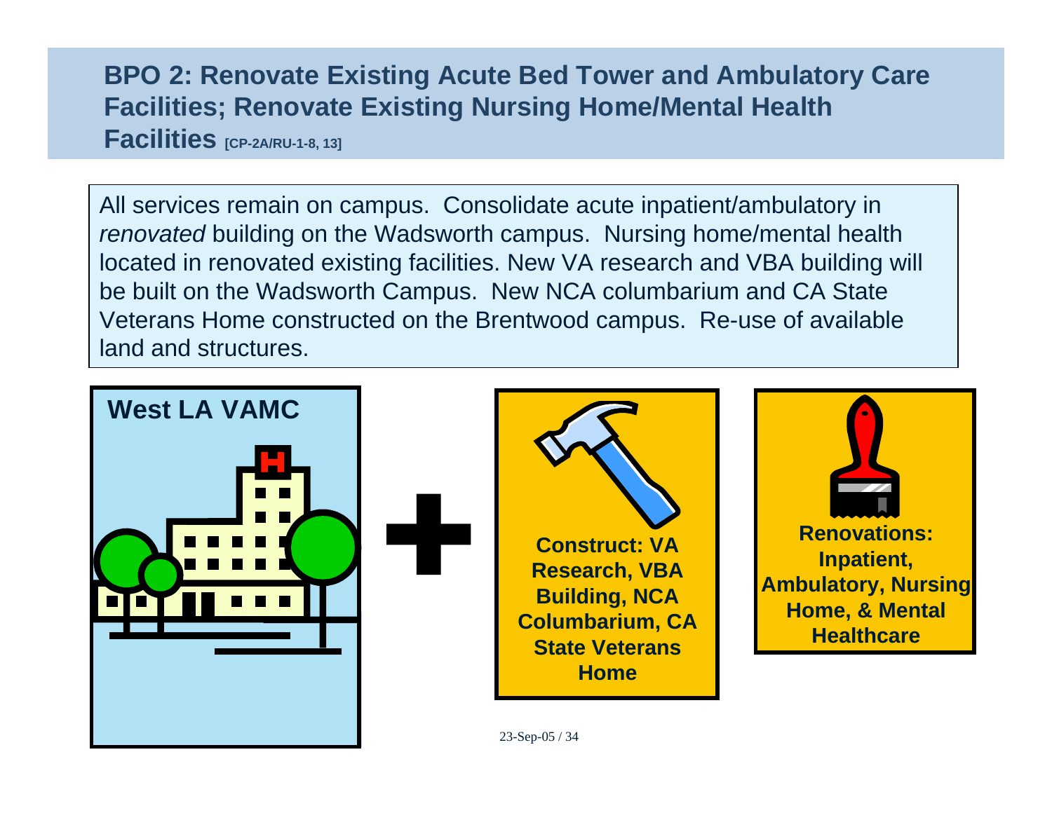# BPO 2: Renovate Existing Acute Bed Tower and Ambulatory Care Facilities; Renovate Existing Nursing Home/Mental Health Facilities [CP-2A/RU-1-8, 13]

All services remain on campus. Consolidate acute inpatient/ambulatory in *renovated* building on the Wadsworth campus. Nursing home/mental health located in renovated existing facilities. New VA research and VBA building will be built on the Wadsworth Campus. New NCA columbarium and CA State Veterans Home constructed on the Brentwood campus. Re-use of available land and structures.

**West LA VAMC**

**+**

**Construct: VA Research, VBA Building, NCA Columbarium, CA State Veterans Home**

**Renovations: Inpatient, Ambulatory, Nursing Home, & Mental Healthcare**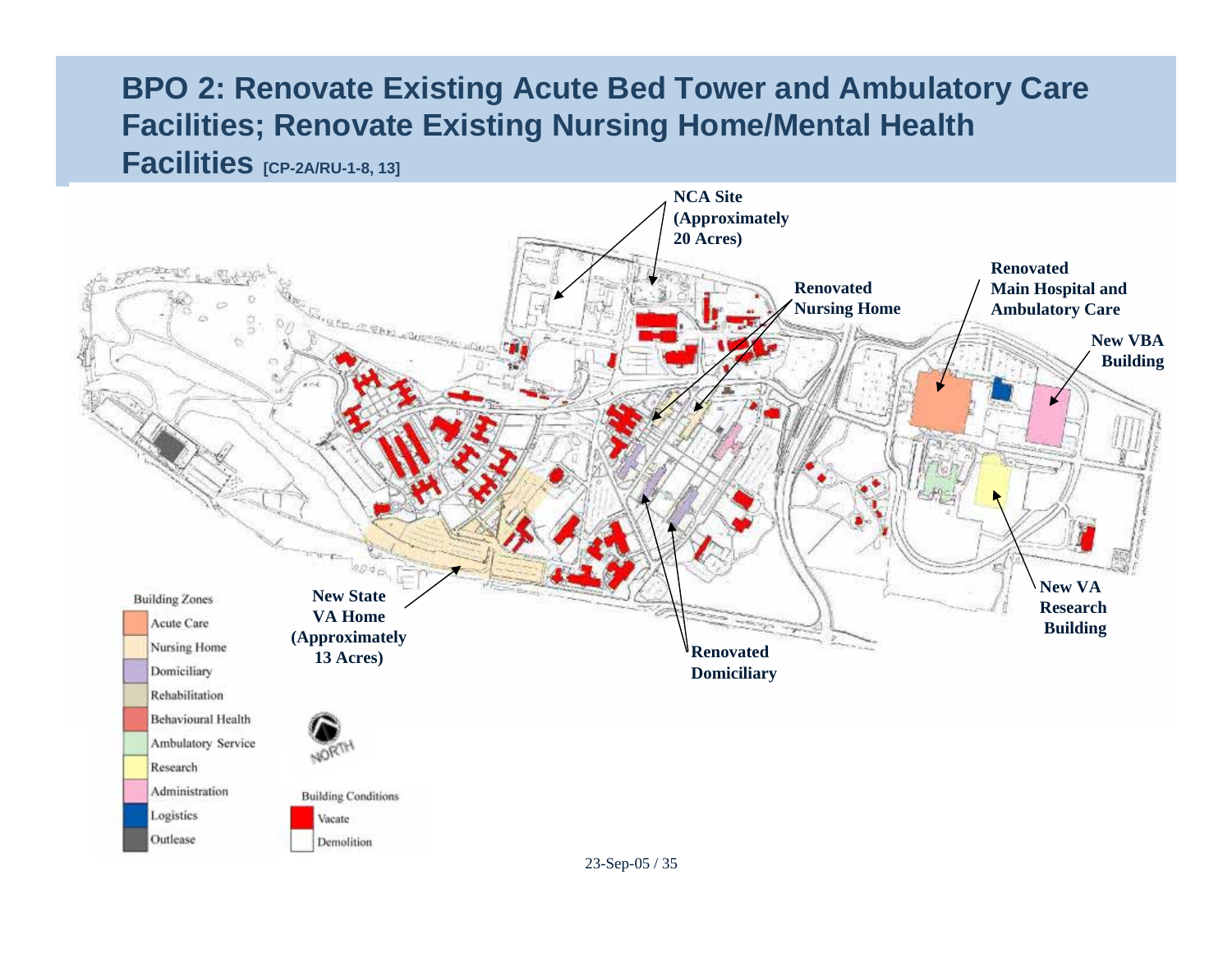# BPO 2: Renovate Existing Acute Bed Tower and Ambulatory Care Facilities; Renovate Existing Nursing Home/Mental Health Facilities [CP-2A/RU-1-8, 13]

**NCA Site (Approximately 20 Acres)**

**Renovated Nursing Home**

**Renovated Main Hospital and Ambulatory Care**

**New VBA Building**

**New VA Research Building**

**Renovated Domiciliary**

**New State VA Home (Approximately 13 Acres)**

Building Zones
- Acute Care
- Nursing Home
- Domiciliary
- Rehabilitation
- Behavioural Health
- Ambulatory Service
- Research
- Administration
- Logistics
- Outlease

NORTH

Building Conditions
- Vacate
- Demolition

23-Sep-05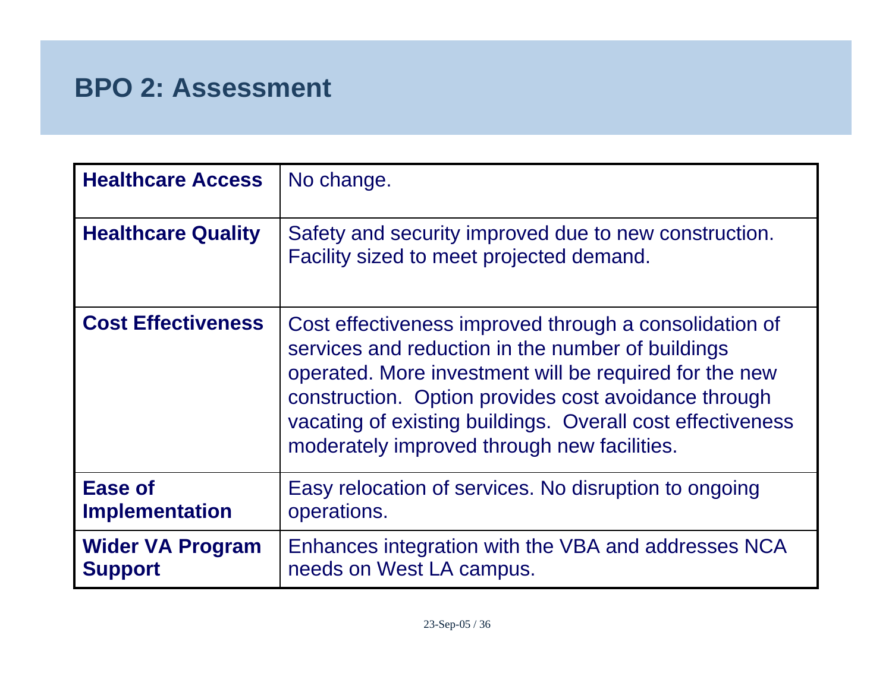# BPO 2: Assessment

| | |
|---|---|
| **Healthcare Access** | No change. |
| **Healthcare Quality** | Safety and security improved due to new construction. Facility sized to meet projected demand. |
| **Cost Effectiveness** | Cost effectiveness improved through a consolidation of services and reduction in the number of buildings operated. More investment will be required for the new construction. Option provides cost avoidance through vacating of existing buildings. Overall cost effectiveness moderately improved through new facilities. |
| **Ease of Implementation** | Easy relocation of services. No disruption to ongoing operations. |
| **Wider VA Program Support** | Enhances integration with the VBA and addresses NCA needs on West LA campus. |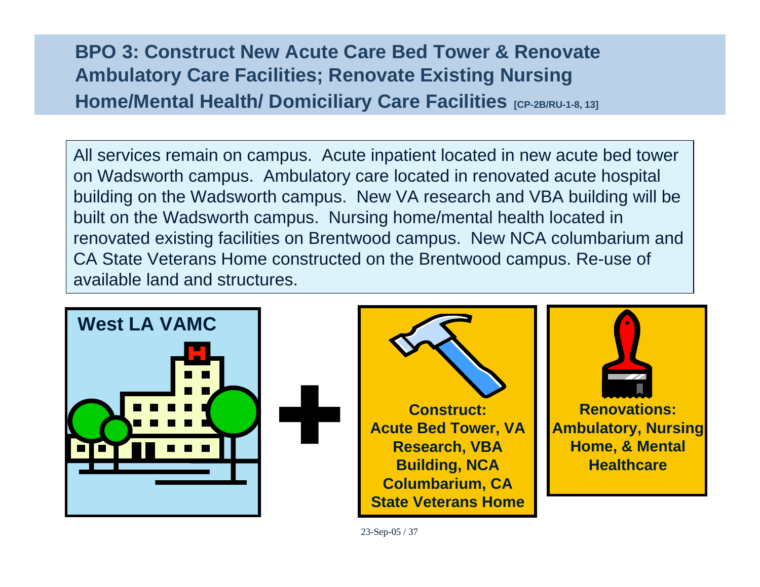## BPO 3: Construct New Acute Care Bed Tower & Renovate Ambulatory Care Facilities; Renovate Existing Nursing Home/Mental Health/ Domiciliary Care Facilities [CP-2B/RU-1-8, 13]

All services remain on campus. Acute inpatient located in new acute bed tower on Wadsworth campus. Ambulatory care located in renovated acute hospital building on the Wadsworth campus. New VA research and VBA building will be built on the Wadsworth campus. Nursing home/mental health located in renovated existing facilities on Brentwood campus. New NCA columbarium and CA State Veterans Home constructed on the Brentwood campus. Re-use of available land and structures.

**West LA VAMC**

+

**Construct: Acute Bed Tower, VA Research, VBA Building, NCA Columbarium, CA State Veterans Home**

**Renovations: Ambulatory, Nursing Home, & Mental Healthcare**

23-Sep-05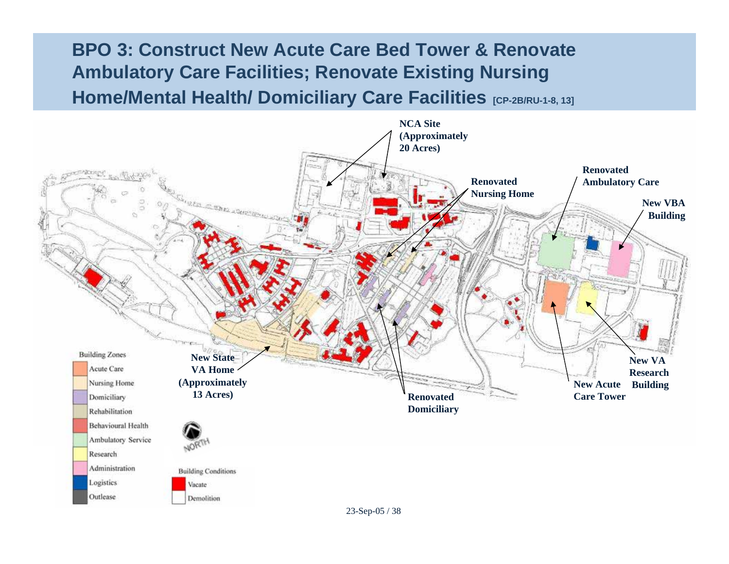# BPO 3: Construct New Acute Care Bed Tower & Renovate Ambulatory Care Facilities; Renovate Existing Nursing Home/Mental Health/ Domiciliary Care Facilities [CP-2B/RU-1-8, 13]

**NCA Site (Approximately 20 Acres)**

**Renovated Nursing Home**

**Renovated Ambulatory Care**

**New VBA Building**

**New State VA Home (Approximately 13 Acres)**

**Renovated Domiciliary**

**New Acute Care Tower**

**New VA Research Building**

Building Zones

- Acute Care
- Nursing Home
- Domiciliary
- Rehabilitation
- Behavioural Health
- Ambulatory Service
- Research
- Administration
- Logistics
- Outlease

NORTH

Building Conditions

- Vacate
- Demolition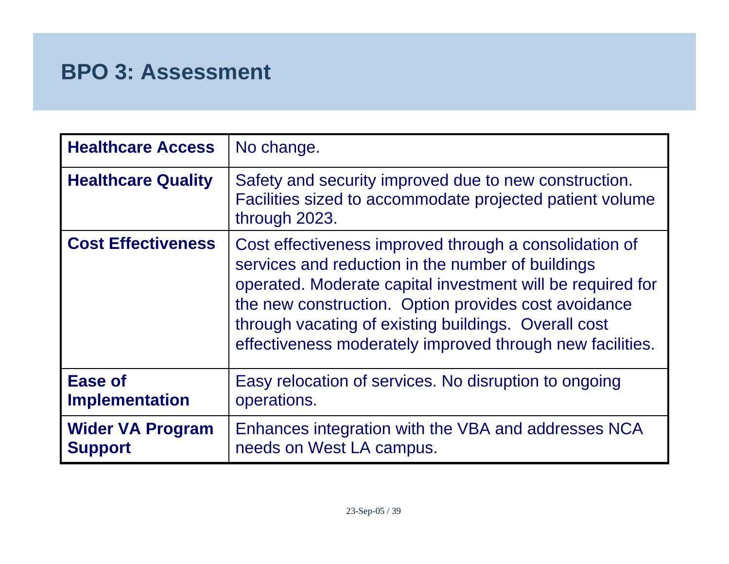# BPO 3: Assessment

| | |
|---|---|
| **Healthcare Access** | No change. |
| **Healthcare Quality** | Safety and security improved due to new construction. Facilities sized to accommodate projected patient volume through 2023. |
| **Cost Effectiveness** | Cost effectiveness improved through a consolidation of services and reduction in the number of buildings operated. Moderate capital investment will be required for the new construction.  Option provides cost avoidance through vacating of existing buildings.  Overall cost effectiveness moderately improved through new facilities. |
| **Ease of Implementation** | Easy relocation of services. No disruption to ongoing operations. |
| **Wider VA Program Support** | Enhances integration with the VBA and addresses NCA needs on West LA campus. |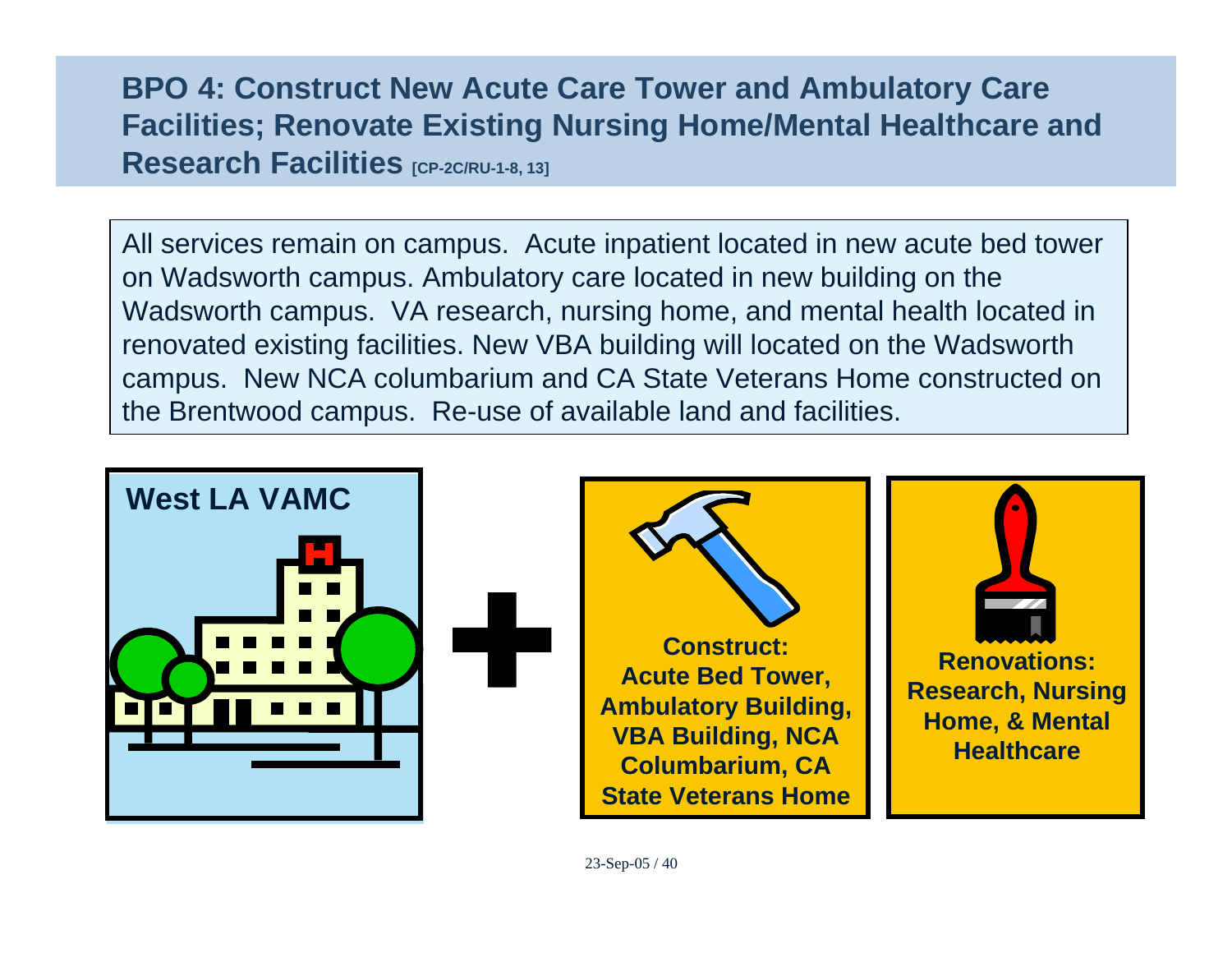## BPO 4: Construct New Acute Care Tower and Ambulatory Care Facilities; Renovate Existing Nursing Home/Mental Healthcare and Research Facilities [CP-2C/RU-1-8, 13]

All services remain on campus. Acute inpatient located in new acute bed tower on Wadsworth campus. Ambulatory care located in new building on the Wadsworth campus. VA research, nursing home, and mental health located in renovated existing facilities. New VBA building will located on the Wadsworth campus. New NCA columbarium and CA State Veterans Home constructed on the Brentwood campus. Re-use of available land and facilities.

**West LA VAMC**

**+**

**Construct: Acute Bed Tower, Ambulatory Building, VBA Building, NCA Columbarium, CA State Veterans Home**

**Renovations: Research, Nursing Home, & Mental Healthcare**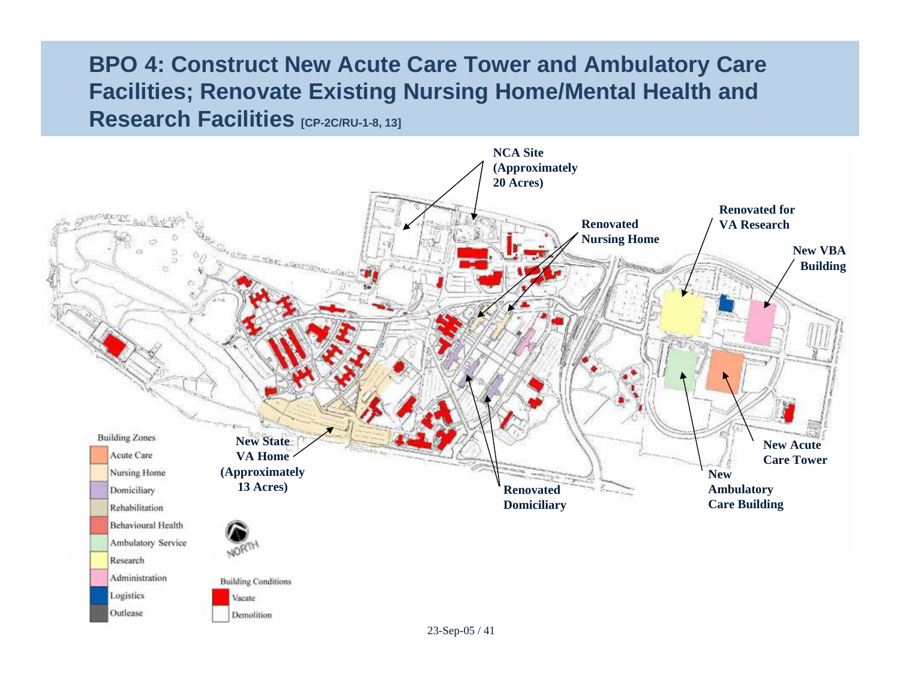# BPO 4: Construct New Acute Care Tower and Ambulatory Care Facilities; Renovate Existing Nursing Home/Mental Health and Research Facilities [CP-2C/RU-1-8, 13]

NCA Site (Approximately 20 Acres)

Renovated Nursing Home

Renovated for VA Research

New VBA Building

New State VA Home (Approximately 13 Acres)

Renovated Domiciliary

New Ambulatory Care Building

New Acute Care Tower

Building Zones

- Acute Care
- Nursing Home
- Domiciliary
- Rehabilitation
- Behavioural Health
- Ambulatory Service
- Research
- Administration
- Logistics
- Outlease

NORTH

Building Conditions

- Vacate
- Demolition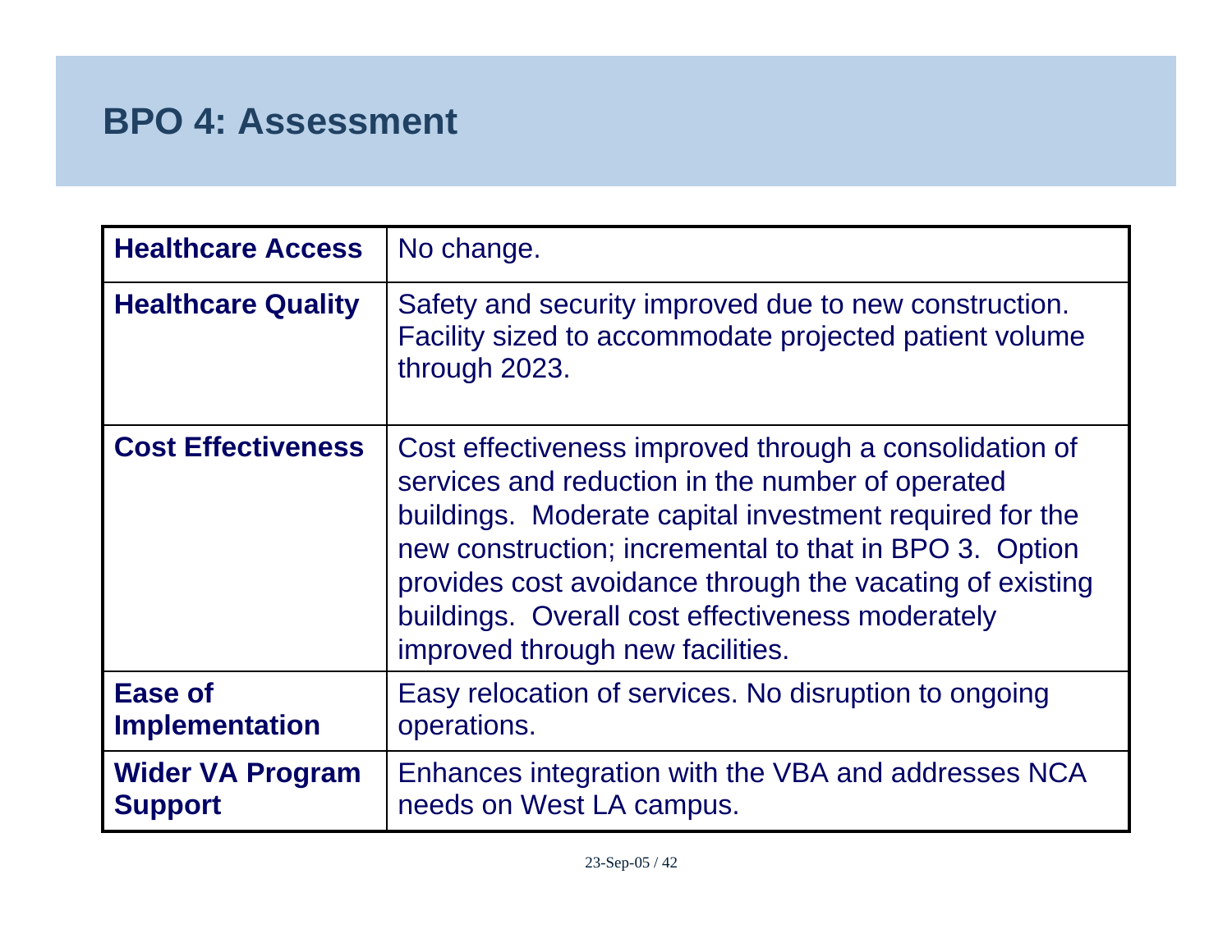# BPO 4: Assessment

| | |
|---|---|
| **Healthcare Access** | No change. |
| **Healthcare Quality** | Safety and security improved due to new construction. Facility sized to accommodate projected patient volume through 2023. |
| **Cost Effectiveness** | Cost effectiveness improved through a consolidation of services and reduction in the number of operated buildings. Moderate capital investment required for the new construction; incremental to that in BPO 3. Option provides cost avoidance through the vacating of existing buildings. Overall cost effectiveness moderately improved through new facilities. |
| **Ease of Implementation** | Easy relocation of services. No disruption to ongoing operations. |
| **Wider VA Program Support** | Enhances integration with the VBA and addresses NCA needs on West LA campus. |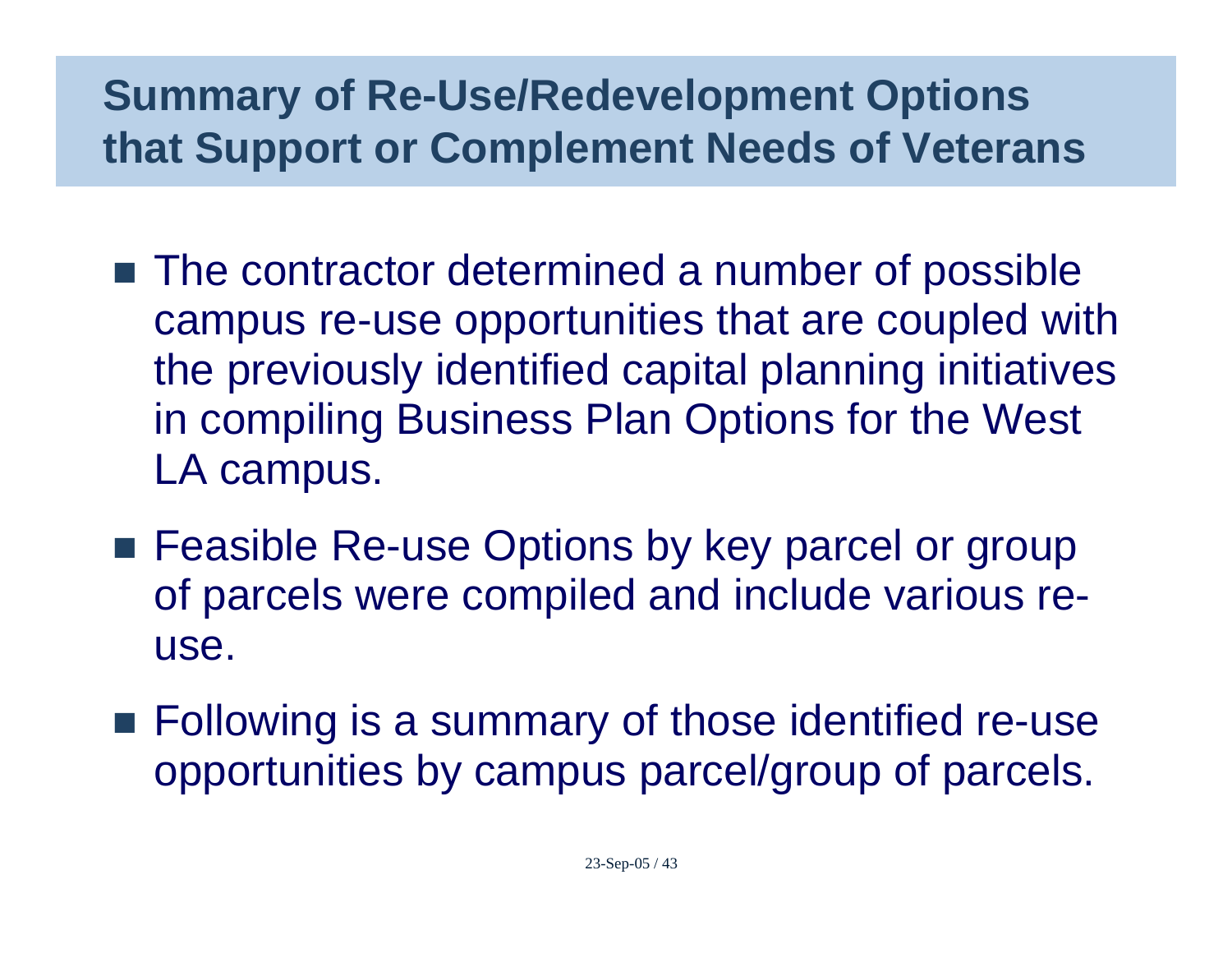# Summary of Re-Use/Redevelopment Options that Support or Complement Needs of Veterans

- The contractor determined a number of possible campus re-use opportunities that are coupled with the previously identified capital planning initiatives in compiling Business Plan Options for the West LA campus.
- Feasible Re-use Options by key parcel or group of parcels were compiled and include various re-use.
- Following is a summary of those identified re-use opportunities by campus parcel/group of parcels.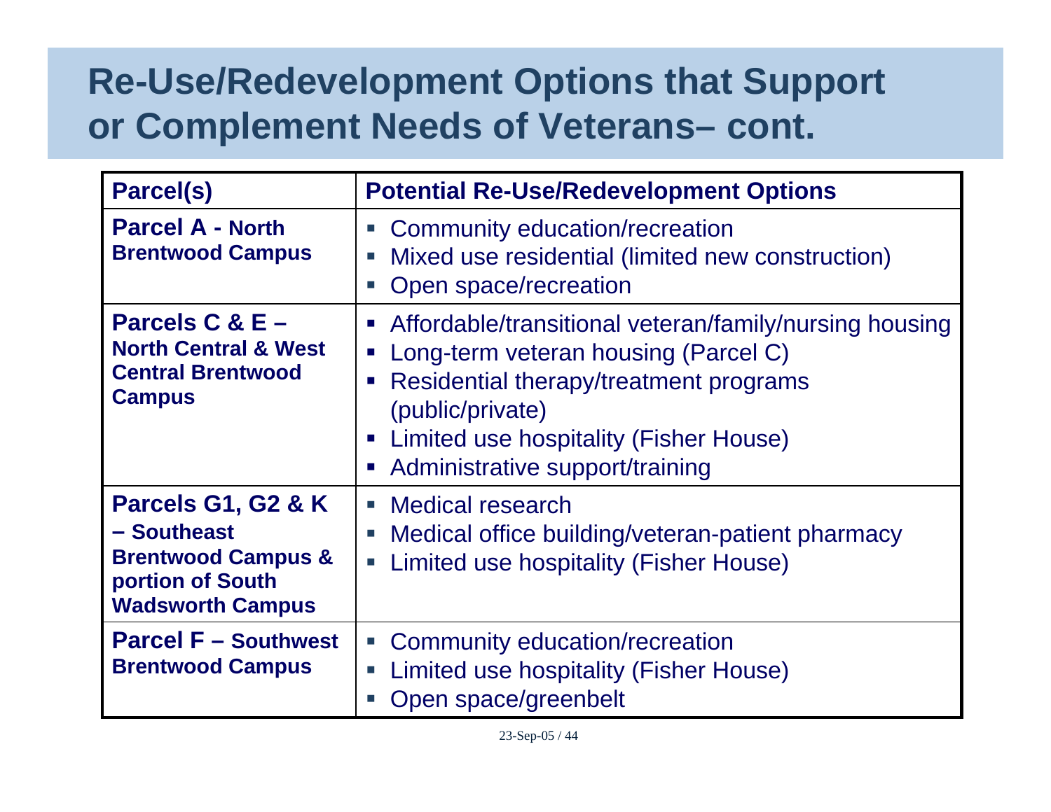# Re-Use/Redevelopment Options that Support or Complement Needs of Veterans– cont.

| Parcel(s) | Potential Re-Use/Redevelopment Options |
| --- | --- |
| **Parcel A - North Brentwood Campus** | ▪ Community education/recreation<br>▪ Mixed use residential (limited new construction)<br>▪ Open space/recreation |
| **Parcels C & E – North Central & West Central Brentwood Campus** | ▪ Affordable/transitional veteran/family/nursing housing<br>▪ Long-term veteran housing (Parcel C)<br>▪ Residential therapy/treatment programs (public/private)<br>▪ Limited use hospitality (Fisher House)<br>▪ Administrative support/training |
| **Parcels G1, G2 & K – Southeast Brentwood Campus & portion of South Wadsworth Campus** | ▪ Medical research<br>▪ Medical office building/veteran-patient pharmacy<br>▪ Limited use hospitality (Fisher House) |
| **Parcel F – Southwest Brentwood Campus** | ▪ Community education/recreation<br>▪ Limited use hospitality (Fisher House)<br>▪ Open space/greenbelt |

23-Sep-05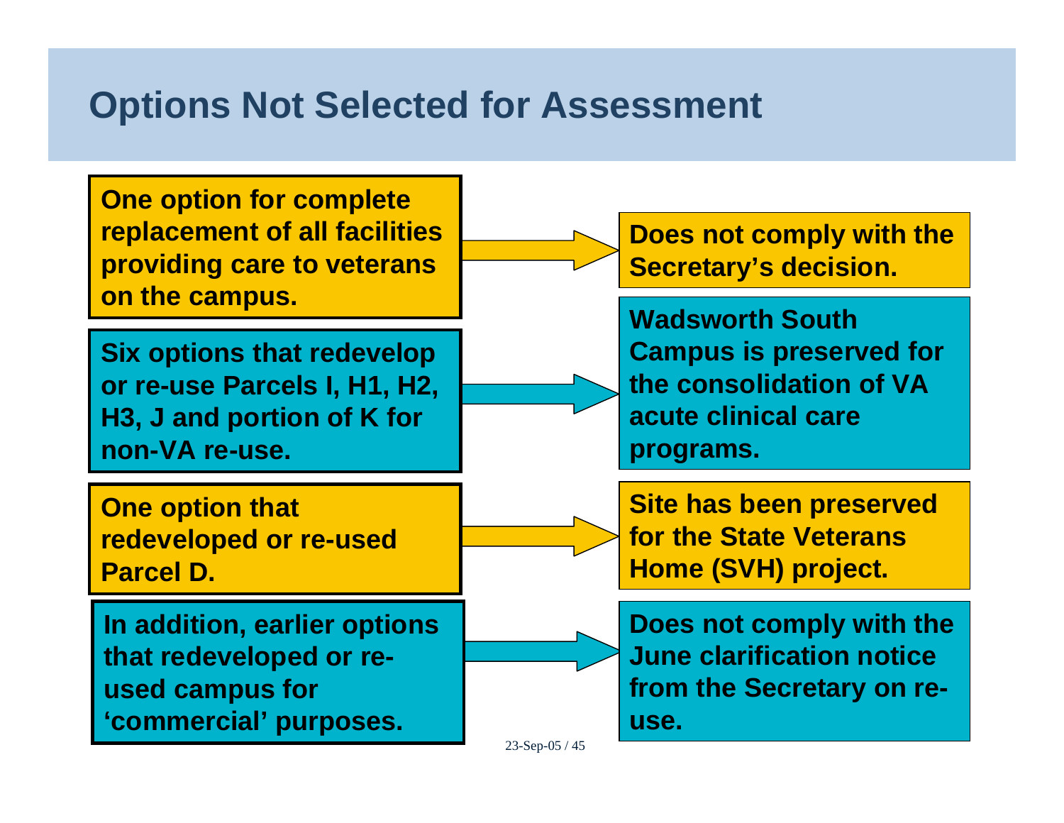# Options Not Selected for Assessment

| Option | Reason |
| --- | --- |
| **One option for complete replacement of all facilities providing care to veterans on the campus.** | **Does not comply with the Secretary's decision.** |
| **Six options that redevelop or re-use Parcels I, H1, H2, H3, J and portion of K for non-VA re-use.** | **Wadsworth South Campus is preserved for the consolidation of VA acute clinical care programs.** |
| **One option that redeveloped or re-used Parcel D.** | **Site has been preserved for the State Veterans Home (SVH) project.** |
| **In addition, earlier options that redeveloped or re-used campus for 'commercial' purposes.** | **Does not comply with the June clarification notice from the Secretary on re-use.** |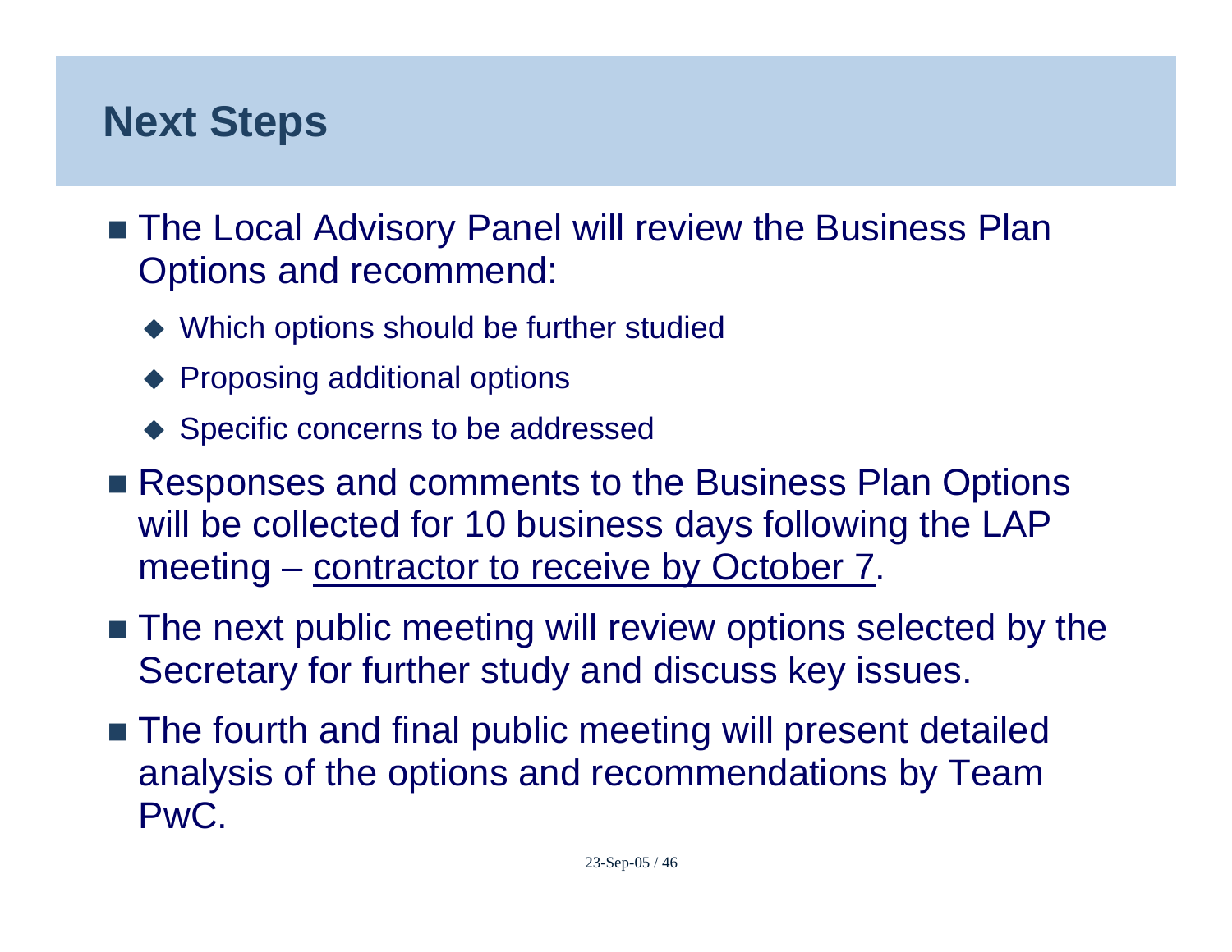## Next Steps

- The Local Advisory Panel will review the Business Plan Options and recommend:
  - Which options should be further studied
  - Proposing additional options
  - Specific concerns to be addressed
- Responses and comments to the Business Plan Options will be collected for 10 business days following the LAP meeting – <u>contractor to receive by October 7</u>.
- The next public meeting will review options selected by the Secretary for further study and discuss key issues.
- The fourth and final public meeting will present detailed analysis of the options and recommendations by Team PwC.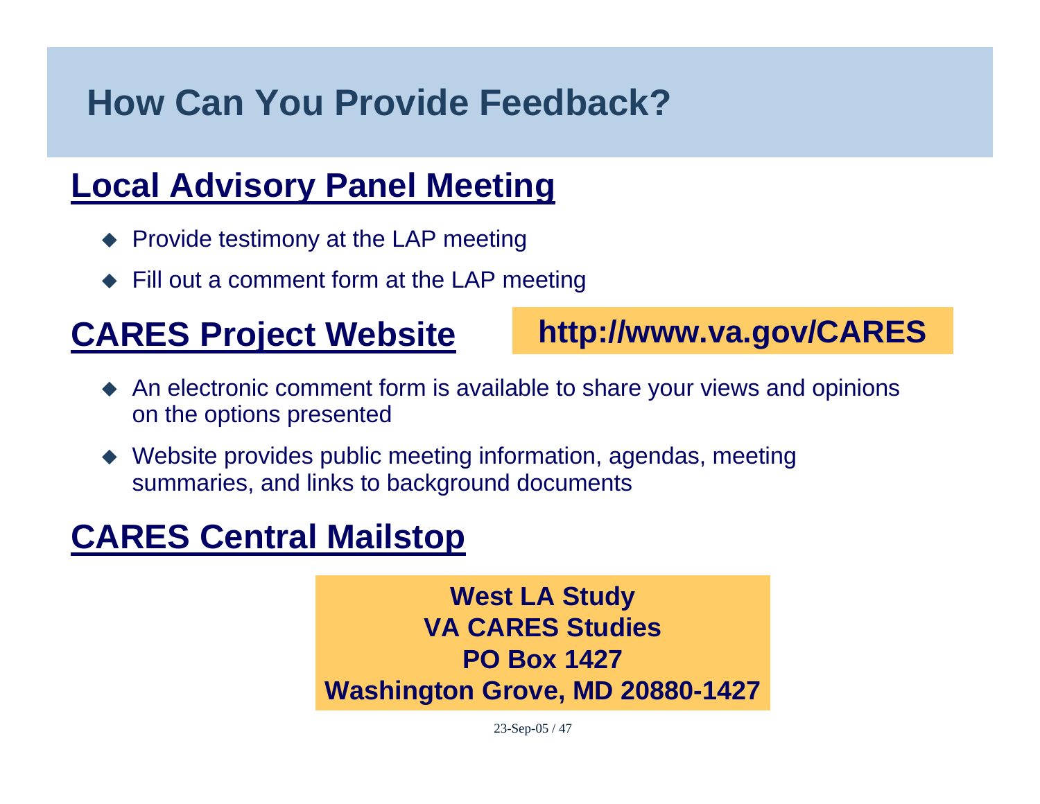# How Can You Provide Feedback?

## Local Advisory Panel Meeting

- Provide testimony at the LAP meeting
- Fill out a comment form at the LAP meeting

## CARES Project Website

**http://www.va.gov/CARES**

- An electronic comment form is available to share your views and opinions on the options presented
- Website provides public meeting information, agendas, meeting summaries, and links to background documents

## CARES Central Mailstop

**West LA Study**
**VA CARES Studies**
**PO Box 1427**
**Washington Grove, MD 20880-1427**